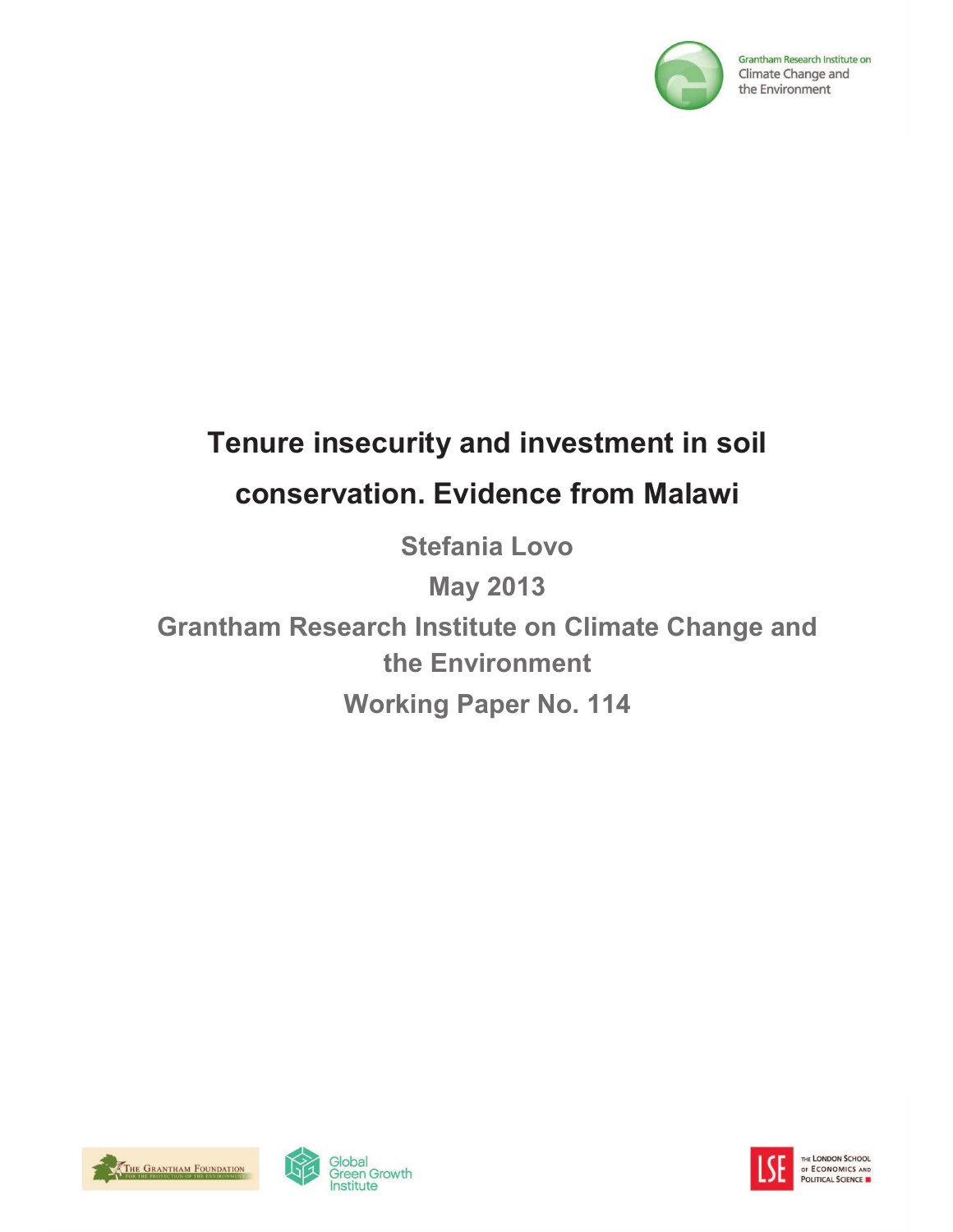Grantham Research Institute on Climate Change and the Environment

# Tenure insecurity and investment in soil conservation. Evidence from Malawi

**Stefania Lovo**

**May 2013**

**Grantham Research Institute on Climate Change and the Environment**

**Working Paper No. 114**

The Grantham Foundation for the Protection of the Environment

Global Green Growth Institute

The London School of Economics and Political Science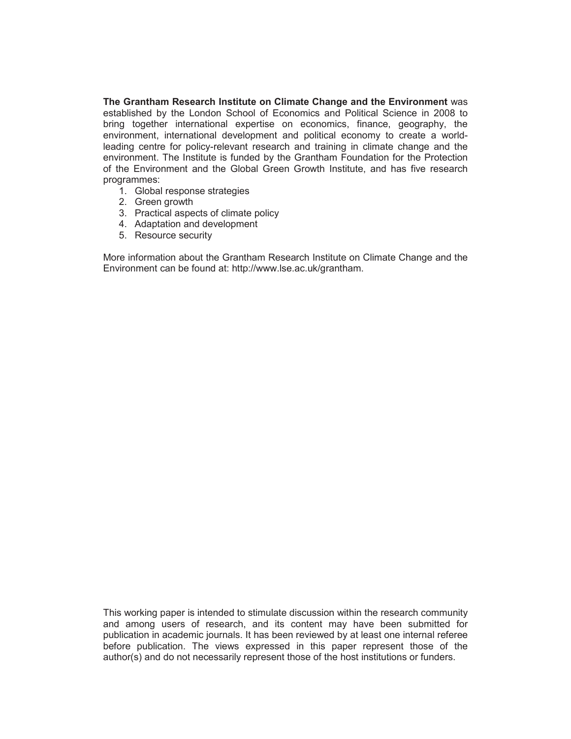**The Grantham Research Institute on Climate Change and the Environment** was established by the London School of Economics and Political Science in 2008 to bring together international expertise on economics, finance, geography, the environment, international development and political economy to create a world-leading centre for policy-relevant research and training in climate change and the environment. The Institute is funded by the Grantham Foundation for the Protection of the Environment and the Global Green Growth Institute, and has five research programmes:

1. Global response strategies
2. Green growth
3. Practical aspects of climate policy
4. Adaptation and development
5. Resource security

More information about the Grantham Research Institute on Climate Change and the Environment can be found at: http://www.lse.ac.uk/grantham.

This working paper is intended to stimulate discussion within the research community and among users of research, and its content may have been submitted for publication in academic journals. It has been reviewed by at least one internal referee before publication. The views expressed in this paper represent those of the author(s) and do not necessarily represent those of the host institutions or funders.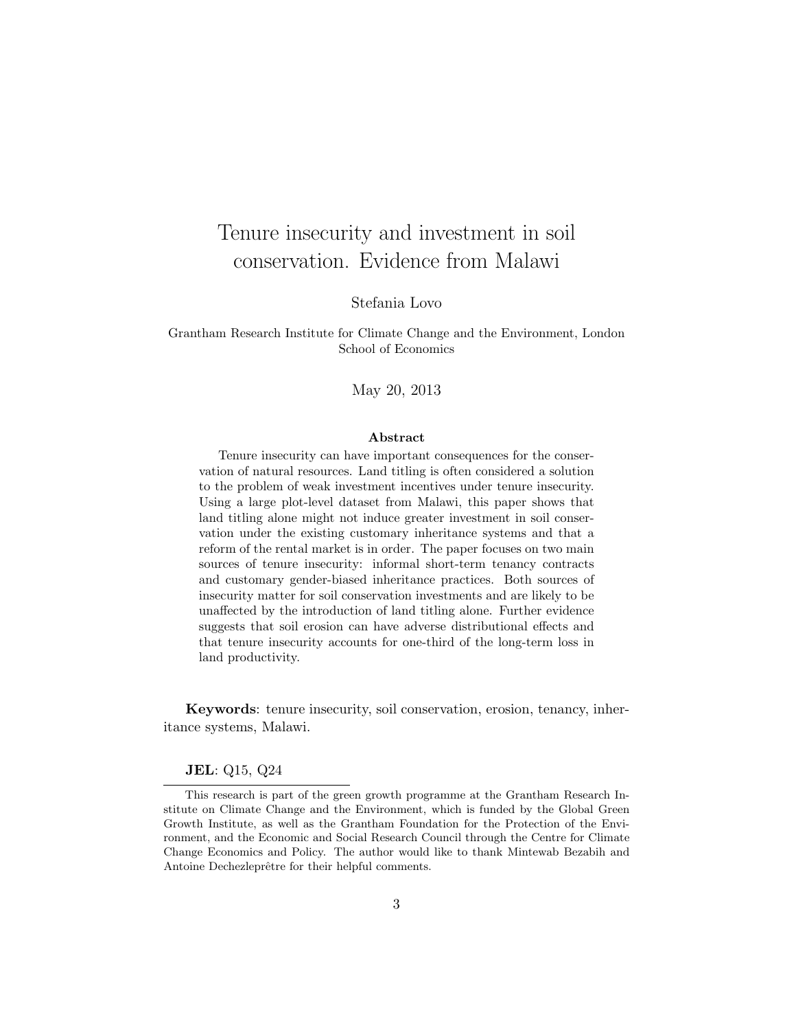# Tenure insecurity and investment in soil conservation. Evidence from Malawi

Stefania Lovo

Grantham Research Institute for Climate Change and the Environment, London School of Economics

May 20, 2013

## Abstract

Tenure insecurity can have important consequences for the conservation of natural resources. Land titling is often considered a solution to the problem of weak investment incentives under tenure insecurity. Using a large plot-level dataset from Malawi, this paper shows that land titling alone might not induce greater investment in soil conservation under the existing customary inheritance systems and that a reform of the rental market is in order. The paper focuses on two main sources of tenure insecurity: informal short-term tenancy contracts and customary gender-biased inheritance practices. Both sources of insecurity matter for soil conservation investments and are likely to be unaffected by the introduction of land titling alone. Further evidence suggests that soil erosion can have adverse distributional effects and that tenure insecurity accounts for one-third of the long-term loss in land productivity.

**Keywords**: tenure insecurity, soil conservation, erosion, tenancy, inheritance systems, Malawi.

**JEL**: Q15, Q24

This research is part of the green growth programme at the Grantham Research Institute on Climate Change and the Environment, which is funded by the Global Green Growth Institute, as well as the Grantham Foundation for the Protection of the Environment, and the Economic and Social Research Council through the Centre for Climate Change Economics and Policy. The author would like to thank Mintewab Bezabih and Antoine Dechezleprêtre for their helpful comments.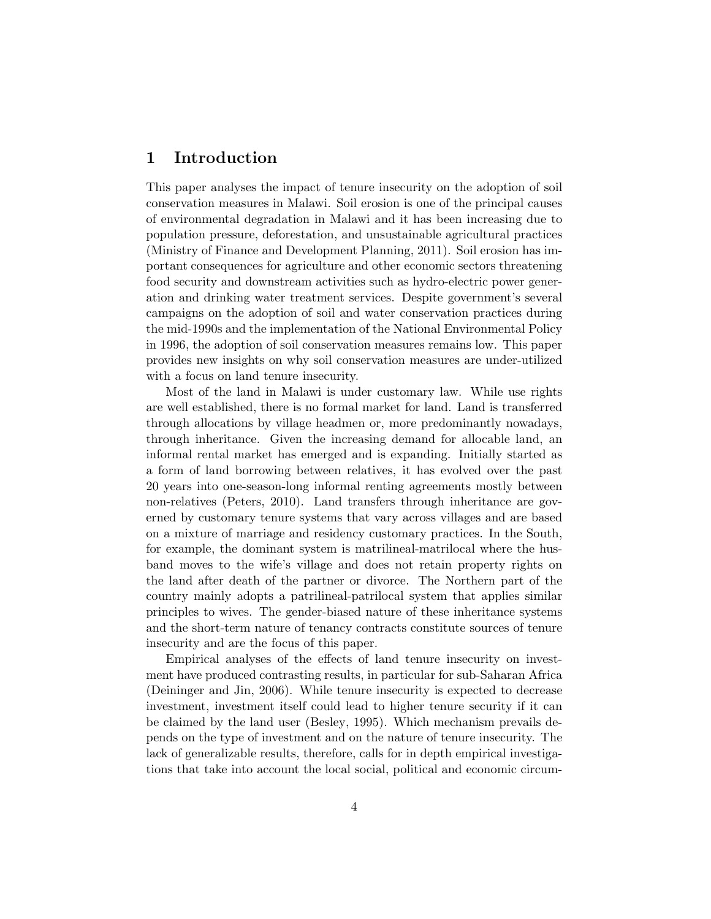# 1 Introduction

This paper analyses the impact of tenure insecurity on the adoption of soil conservation measures in Malawi. Soil erosion is one of the principal causes of environmental degradation in Malawi and it has been increasing due to population pressure, deforestation, and unsustainable agricultural practices (Ministry of Finance and Development Planning, 2011). Soil erosion has important consequences for agriculture and other economic sectors threatening food security and downstream activities such as hydro-electric power generation and drinking water treatment services. Despite government's several campaigns on the adoption of soil and water conservation practices during the mid-1990s and the implementation of the National Environmental Policy in 1996, the adoption of soil conservation measures remains low. This paper provides new insights on why soil conservation measures are under-utilized with a focus on land tenure insecurity.

Most of the land in Malawi is under customary law. While use rights are well established, there is no formal market for land. Land is transferred through allocations by village headmen or, more predominantly nowadays, through inheritance. Given the increasing demand for allocable land, an informal rental market has emerged and is expanding. Initially started as a form of land borrowing between relatives, it has evolved over the past 20 years into one-season-long informal renting agreements mostly between non-relatives (Peters, 2010). Land transfers through inheritance are governed by customary tenure systems that vary across villages and are based on a mixture of marriage and residency customary practices. In the South, for example, the dominant system is matrilineal-matrilocal where the husband moves to the wife's village and does not retain property rights on the land after death of the partner or divorce. The Northern part of the country mainly adopts a patrilineal-patrilocal system that applies similar principles to wives. The gender-biased nature of these inheritance systems and the short-term nature of tenancy contracts constitute sources of tenure insecurity and are the focus of this paper.

Empirical analyses of the effects of land tenure insecurity on investment have produced contrasting results, in particular for sub-Saharan Africa (Deininger and Jin, 2006). While tenure insecurity is expected to decrease investment, investment itself could lead to higher tenure security if it can be claimed by the land user (Besley, 1995). Which mechanism prevails depends on the type of investment and on the nature of tenure insecurity. The lack of generalizable results, therefore, calls for in depth empirical investigations that take into account the local social, political and economic circum-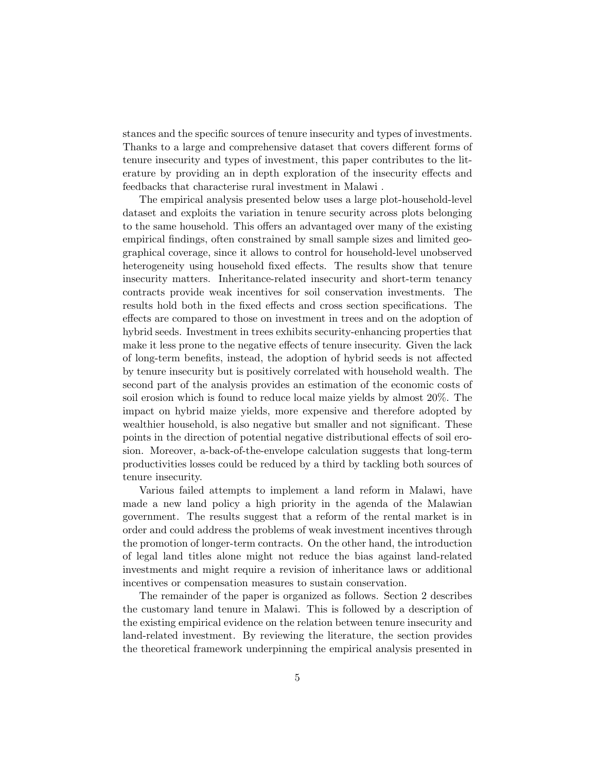stances and the specific sources of tenure insecurity and types of investments. Thanks to a large and comprehensive dataset that covers different forms of tenure insecurity and types of investment, this paper contributes to the literature by providing an in depth exploration of the insecurity effects and feedbacks that characterise rural investment in Malawi .

The empirical analysis presented below uses a large plot-household-level dataset and exploits the variation in tenure security across plots belonging to the same household. This offers an advantaged over many of the existing empirical findings, often constrained by small sample sizes and limited geographical coverage, since it allows to control for household-level unobserved heterogeneity using household fixed effects. The results show that tenure insecurity matters. Inheritance-related insecurity and short-term tenancy contracts provide weak incentives for soil conservation investments. The results hold both in the fixed effects and cross section specifications. The effects are compared to those on investment in trees and on the adoption of hybrid seeds. Investment in trees exhibits security-enhancing properties that make it less prone to the negative effects of tenure insecurity. Given the lack of long-term benefits, instead, the adoption of hybrid seeds is not affected by tenure insecurity but is positively correlated with household wealth. The second part of the analysis provides an estimation of the economic costs of soil erosion which is found to reduce local maize yields by almost 20%. The impact on hybrid maize yields, more expensive and therefore adopted by wealthier household, is also negative but smaller and not significant. These points in the direction of potential negative distributional effects of soil erosion. Moreover, a-back-of-the-envelope calculation suggests that long-term productivities losses could be reduced by a third by tackling both sources of tenure insecurity.

Various failed attempts to implement a land reform in Malawi, have made a new land policy a high priority in the agenda of the Malawian government. The results suggest that a reform of the rental market is in order and could address the problems of weak investment incentives through the promotion of longer-term contracts. On the other hand, the introduction of legal land titles alone might not reduce the bias against land-related investments and might require a revision of inheritance laws or additional incentives or compensation measures to sustain conservation.

The remainder of the paper is organized as follows. Section 2 describes the customary land tenure in Malawi. This is followed by a description of the existing empirical evidence on the relation between tenure insecurity and land-related investment. By reviewing the literature, the section provides the theoretical framework underpinning the empirical analysis presented in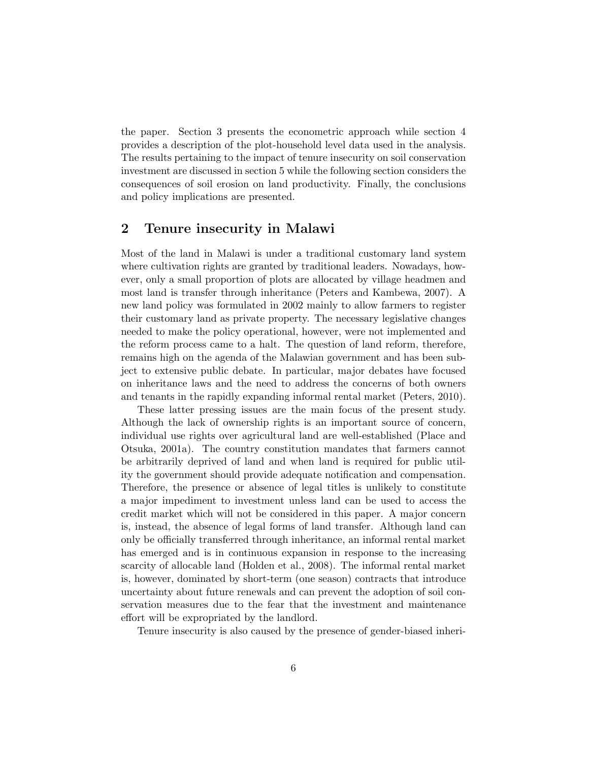the paper. Section 3 presents the econometric approach while section 4 provides a description of the plot-household level data used in the analysis. The results pertaining to the impact of tenure insecurity on soil conservation investment are discussed in section 5 while the following section considers the consequences of soil erosion on land productivity. Finally, the conclusions and policy implications are presented.

## 2 Tenure insecurity in Malawi

Most of the land in Malawi is under a traditional customary land system where cultivation rights are granted by traditional leaders. Nowadays, however, only a small proportion of plots are allocated by village headmen and most land is transfer through inheritance (Peters and Kambewa, 2007). A new land policy was formulated in 2002 mainly to allow farmers to register their customary land as private property. The necessary legislative changes needed to make the policy operational, however, were not implemented and the reform process came to a halt. The question of land reform, therefore, remains high on the agenda of the Malawian government and has been subject to extensive public debate. In particular, major debates have focused on inheritance laws and the need to address the concerns of both owners and tenants in the rapidly expanding informal rental market (Peters, 2010).

These latter pressing issues are the main focus of the present study. Although the lack of ownership rights is an important source of concern, individual use rights over agricultural land are well-established (Place and Otsuka, 2001a). The country constitution mandates that farmers cannot be arbitrarily deprived of land and when land is required for public utility the government should provide adequate notification and compensation. Therefore, the presence or absence of legal titles is unlikely to constitute a major impediment to investment unless land can be used to access the credit market which will not be considered in this paper. A major concern is, instead, the absence of legal forms of land transfer. Although land can only be officially transferred through inheritance, an informal rental market has emerged and is in continuous expansion in response to the increasing scarcity of allocable land (Holden et al., 2008). The informal rental market is, however, dominated by short-term (one season) contracts that introduce uncertainty about future renewals and can prevent the adoption of soil conservation measures due to the fear that the investment and maintenance effort will be expropriated by the landlord.

Tenure insecurity is also caused by the presence of gender-biased inheri-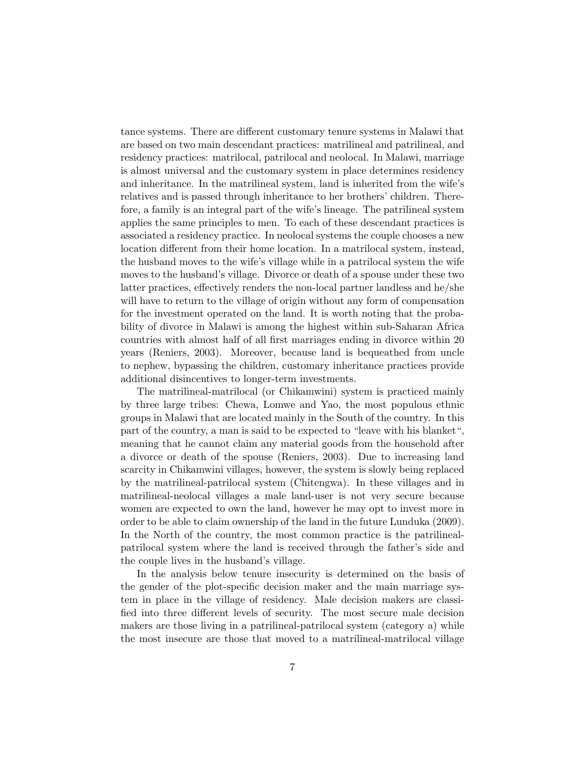tance systems. There are different customary tenure systems in Malawi that are based on two main descendant practices: matrilineal and patrilineal, and residency practices: matrilocal, patrilocal and neolocal. In Malawi, marriage is almost universal and the customary system in place determines residency and inheritance. In the matrilineal system, land is inherited from the wife's relatives and is passed through inheritance to her brothers' children. Therefore, a family is an integral part of the wife's lineage. The patrilineal system applies the same principles to men. To each of these descendant practices is associated a residency practice. In neolocal systems the couple chooses a new location different from their home location. In a matrilocal system, instead, the husband moves to the wife's village while in a patrilocal system the wife moves to the husband's village. Divorce or death of a spouse under these two latter practices, effectively renders the non-local partner landless and he/she will have to return to the village of origin without any form of compensation for the investment operated on the land. It is worth noting that the probability of divorce in Malawi is among the highest within sub-Saharan Africa countries with almost half of all first marriages ending in divorce within 20 years (Reniers, 2003). Moreover, because land is bequeathed from uncle to nephew, bypassing the children, customary inheritance practices provide additional disincentives to longer-term investments.

The matrilineal-matrilocal (or Chikamwini) system is practiced mainly by three large tribes: Chewa, Lomwe and Yao, the most populous ethnic groups in Malawi that are located mainly in the South of the country. In this part of the country, a man is said to be expected to "leave with his blanket", meaning that he cannot claim any material goods from the household after a divorce or death of the spouse (Reniers, 2003). Due to increasing land scarcity in Chikamwini villages, however, the system is slowly being replaced by the matrilineal-patrilocal system (Chitengwa). In these villages and in matrilineal-neolocal villages a male land-user is not very secure because women are expected to own the land, however he may opt to invest more in order to be able to claim ownership of the land in the future Lunduka (2009). In the North of the country, the most common practice is the patrilineal-patrilocal system where the land is received through the father's side and the couple lives in the husband's village.

In the analysis below tenure insecurity is determined on the basis of the gender of the plot-specific decision maker and the main marriage system in place in the village of residency. Male decision makers are classified into three different levels of security. The most secure male decision makers are those living in a patrilineal-patrilocal system (category a) while the most insecure are those that moved to a matrilineal-matrilocal village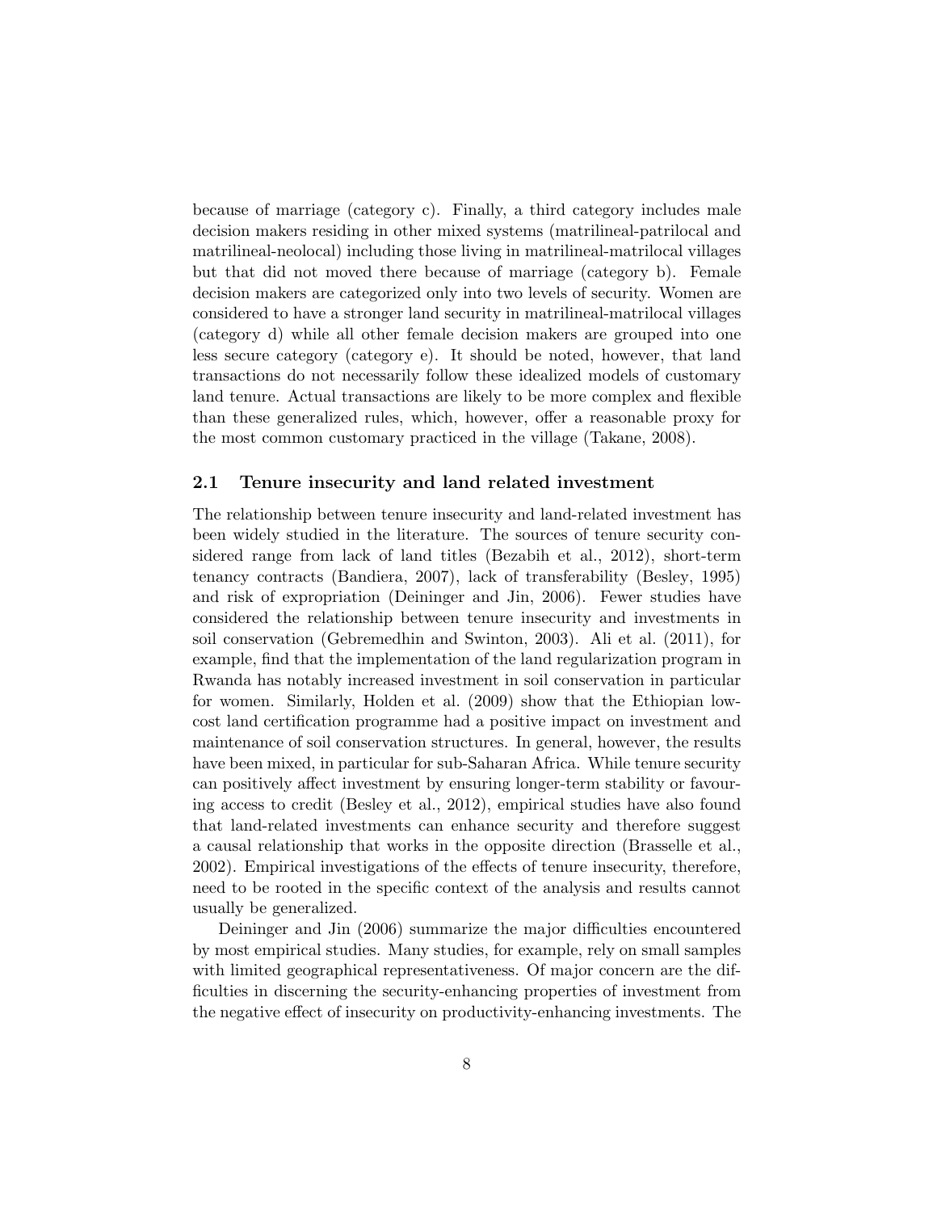because of marriage (category c). Finally, a third category includes male decision makers residing in other mixed systems (matrilineal-patrilocal and matrilineal-neolocal) including those living in matrilineal-matrilocal villages but that did not moved there because of marriage (category b). Female decision makers are categorized only into two levels of security. Women are considered to have a stronger land security in matrilineal-matrilocal villages (category d) while all other female decision makers are grouped into one less secure category (category e). It should be noted, however, that land transactions do not necessarily follow these idealized models of customary land tenure. Actual transactions are likely to be more complex and flexible than these generalized rules, which, however, offer a reasonable proxy for the most common customary practiced in the village (Takane, 2008).

## 2.1 Tenure insecurity and land related investment

The relationship between tenure insecurity and land-related investment has been widely studied in the literature. The sources of tenure security considered range from lack of land titles (Bezabih et al., 2012), short-term tenancy contracts (Bandiera, 2007), lack of transferability (Besley, 1995) and risk of expropriation (Deininger and Jin, 2006). Fewer studies have considered the relationship between tenure insecurity and investments in soil conservation (Gebremedhin and Swinton, 2003). Ali et al. (2011), for example, find that the implementation of the land regularization program in Rwanda has notably increased investment in soil conservation in particular for women. Similarly, Holden et al. (2009) show that the Ethiopian low-cost land certification programme had a positive impact on investment and maintenance of soil conservation structures. In general, however, the results have been mixed, in particular for sub-Saharan Africa. While tenure security can positively affect investment by ensuring longer-term stability or favouring access to credit (Besley et al., 2012), empirical studies have also found that land-related investments can enhance security and therefore suggest a causal relationship that works in the opposite direction (Brasselle et al., 2002). Empirical investigations of the effects of tenure insecurity, therefore, need to be rooted in the specific context of the analysis and results cannot usually be generalized.

Deininger and Jin (2006) summarize the major difficulties encountered by most empirical studies. Many studies, for example, rely on small samples with limited geographical representativeness. Of major concern are the difficulties in discerning the security-enhancing properties of investment from the negative effect of insecurity on productivity-enhancing investments. The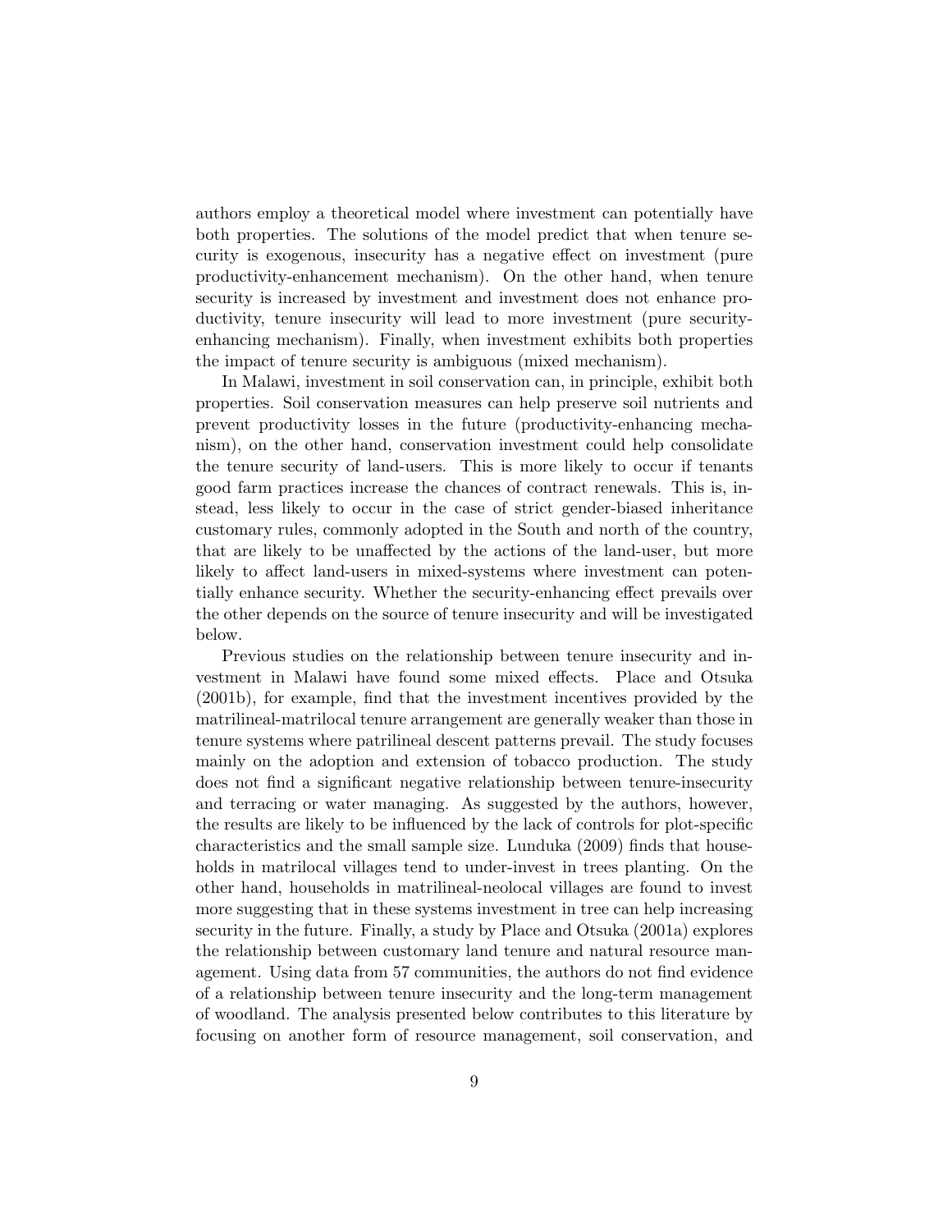authors employ a theoretical model where investment can potentially have both properties. The solutions of the model predict that when tenure security is exogenous, insecurity has a negative effect on investment (pure productivity-enhancement mechanism). On the other hand, when tenure security is increased by investment and investment does not enhance productivity, tenure insecurity will lead to more investment (pure security-enhancing mechanism). Finally, when investment exhibits both properties the impact of tenure security is ambiguous (mixed mechanism).

In Malawi, investment in soil conservation can, in principle, exhibit both properties. Soil conservation measures can help preserve soil nutrients and prevent productivity losses in the future (productivity-enhancing mechanism), on the other hand, conservation investment could help consolidate the tenure security of land-users. This is more likely to occur if tenants good farm practices increase the chances of contract renewals. This is, instead, less likely to occur in the case of strict gender-biased inheritance customary rules, commonly adopted in the South and north of the country, that are likely to be unaffected by the actions of the land-user, but more likely to affect land-users in mixed-systems where investment can potentially enhance security. Whether the security-enhancing effect prevails over the other depends on the source of tenure insecurity and will be investigated below.

Previous studies on the relationship between tenure insecurity and investment in Malawi have found some mixed effects. Place and Otsuka (2001b), for example, find that the investment incentives provided by the matrilineal-matrilocal tenure arrangement are generally weaker than those in tenure systems where patrilineal descent patterns prevail. The study focuses mainly on the adoption and extension of tobacco production. The study does not find a significant negative relationship between tenure-insecurity and terracing or water managing. As suggested by the authors, however, the results are likely to be influenced by the lack of controls for plot-specific characteristics and the small sample size. Lunduka (2009) finds that households in matrilocal villages tend to under-invest in trees planting. On the other hand, households in matrilineal-neolocal villages are found to invest more suggesting that in these systems investment in tree can help increasing security in the future. Finally, a study by Place and Otsuka (2001a) explores the relationship between customary land tenure and natural resource management. Using data from 57 communities, the authors do not find evidence of a relationship between tenure insecurity and the long-term management of woodland. The analysis presented below contributes to this literature by focusing on another form of resource management, soil conservation, and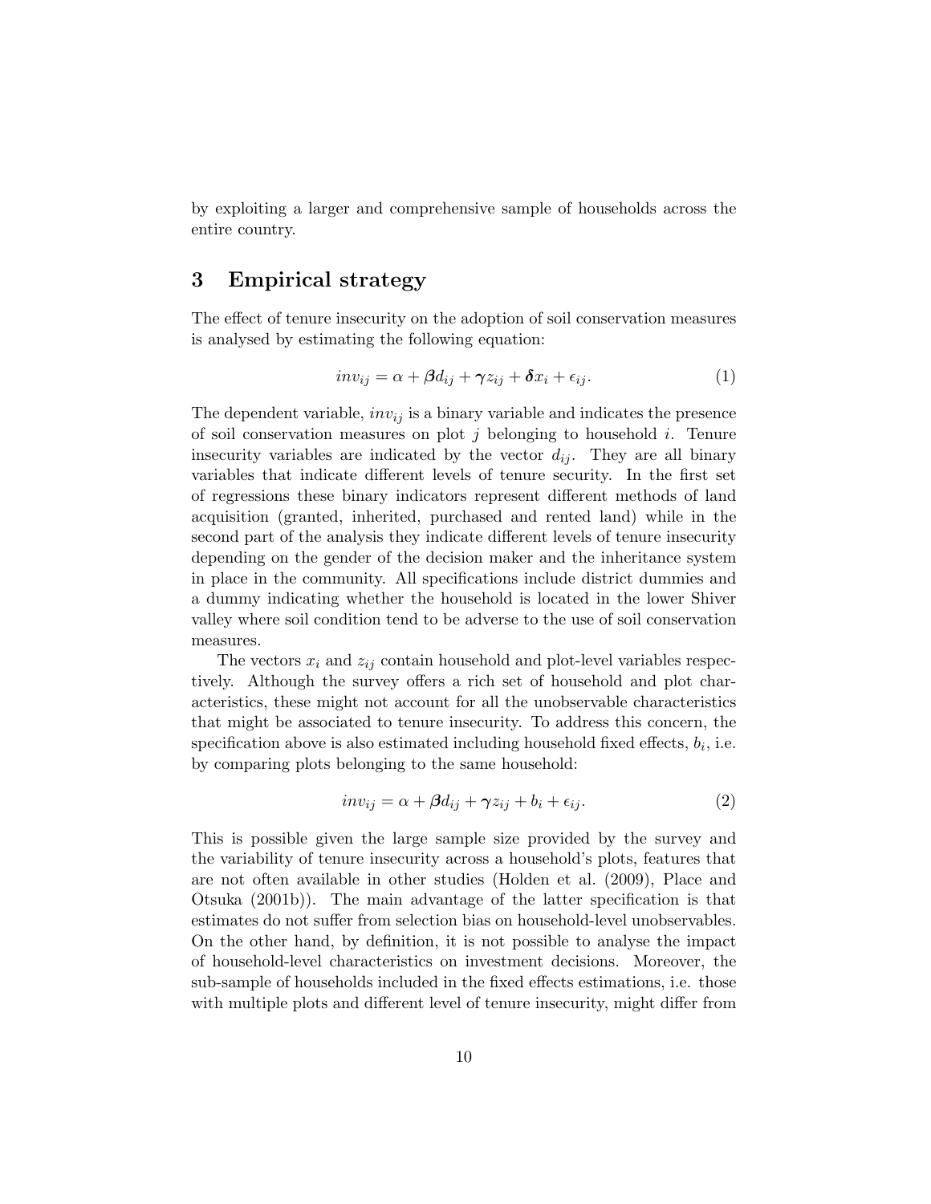by exploiting a larger and comprehensive sample of households across the entire country.

## 3 Empirical strategy

The effect of tenure insecurity on the adoption of soil conservation measures is analysed by estimating the following equation:

$$inv_{ij} = \alpha + \boldsymbol{\beta} d_{ij} + \boldsymbol{\gamma} z_{ij} + \boldsymbol{\delta} x_i + \epsilon_{ij}. \tag{1}$$

The dependent variable, $inv_{ij}$ is a binary variable and indicates the presence of soil conservation measures on plot $j$ belonging to household $i$. Tenure insecurity variables are indicated by the vector $d_{ij}$. They are all binary variables that indicate different levels of tenure security. In the first set of regressions these binary indicators represent different methods of land acquisition (granted, inherited, purchased and rented land) while in the second part of the analysis they indicate different levels of tenure insecurity depending on the gender of the decision maker and the inheritance system in place in the community. All specifications include district dummies and a dummy indicating whether the household is located in the lower Shiver valley where soil condition tend to be adverse to the use of soil conservation measures.

The vectors $x_i$ and $z_{ij}$ contain household and plot-level variables respectively. Although the survey offers a rich set of household and plot characteristics, these might not account for all the unobservable characteristics that might be associated to tenure insecurity. To address this concern, the specification above is also estimated including household fixed effects, $b_i$, i.e. by comparing plots belonging to the same household:

$$inv_{ij} = \alpha + \boldsymbol{\beta} d_{ij} + \boldsymbol{\gamma} z_{ij} + b_i + \epsilon_{ij}. \tag{2}$$

This is possible given the large sample size provided by the survey and the variability of tenure insecurity across a household's plots, features that are not often available in other studies (Holden et al. (2009), Place and Otsuka (2001b)). The main advantage of the latter specification is that estimates do not suffer from selection bias on household-level unobservables. On the other hand, by definition, it is not possible to analyse the impact of household-level characteristics on investment decisions. Moreover, the sub-sample of households included in the fixed effects estimations, i.e. those with multiple plots and different level of tenure insecurity, might differ from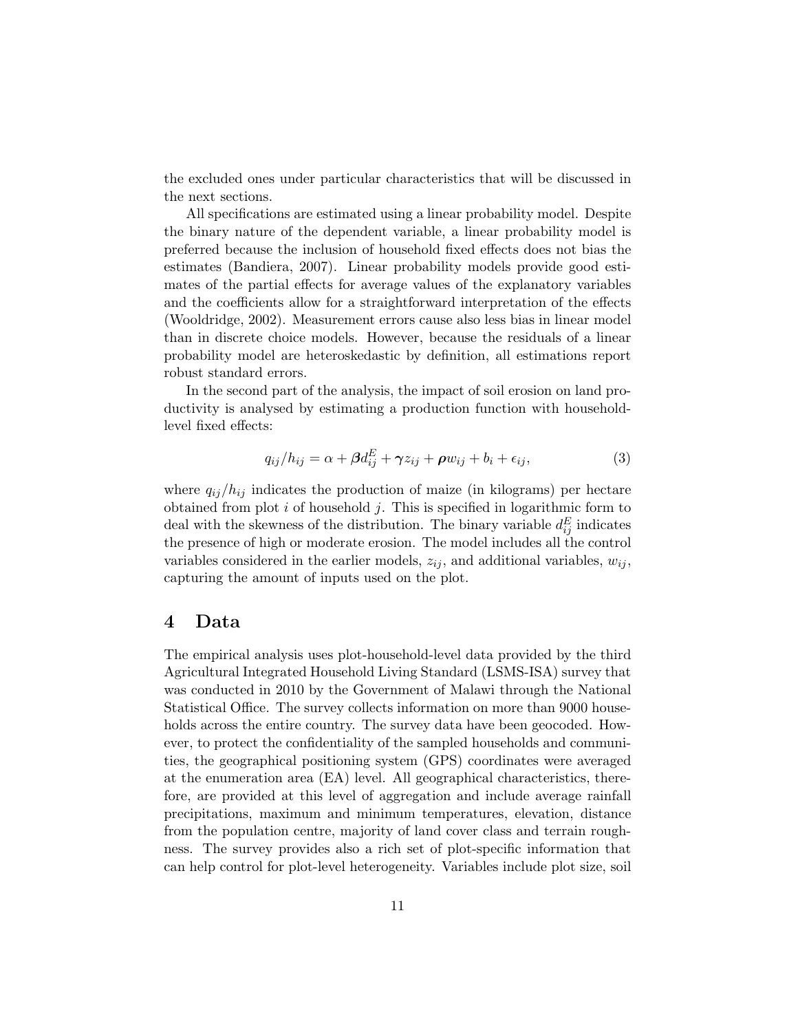the excluded ones under particular characteristics that will be discussed in the next sections.

All specifications are estimated using a linear probability model. Despite the binary nature of the dependent variable, a linear probability model is preferred because the inclusion of household fixed effects does not bias the estimates (Bandiera, 2007). Linear probability models provide good estimates of the partial effects for average values of the explanatory variables and the coefficients allow for a straightforward interpretation of the effects (Wooldridge, 2002). Measurement errors cause also less bias in linear model than in discrete choice models. However, because the residuals of a linear probability model are heteroskedastic by definition, all estimations report robust standard errors.

In the second part of the analysis, the impact of soil erosion on land productivity is analysed by estimating a production function with household-level fixed effects:

$$q_{ij}/h_{ij} = \alpha + \boldsymbol{\beta} d_{ij}^{E} + \boldsymbol{\gamma} z_{ij} + \boldsymbol{\rho} w_{ij} + b_i + \epsilon_{ij}, \tag{3}$$

where $q_{ij}/h_{ij}$ indicates the production of maize (in kilograms) per hectare obtained from plot $i$ of household $j$. This is specified in logarithmic form to deal with the skewness of the distribution. The binary variable $d_{ij}^{E}$ indicates the presence of high or moderate erosion. The model includes all the control variables considered in the earlier models, $z_{ij}$, and additional variables, $w_{ij}$, capturing the amount of inputs used on the plot.

## 4 Data

The empirical analysis uses plot-household-level data provided by the third Agricultural Integrated Household Living Standard (LSMS-ISA) survey that was conducted in 2010 by the Government of Malawi through the National Statistical Office. The survey collects information on more than 9000 households across the entire country. The survey data have been geocoded. However, to protect the confidentiality of the sampled households and communities, the geographical positioning system (GPS) coordinates were averaged at the enumeration area (EA) level. All geographical characteristics, therefore, are provided at this level of aggregation and include average rainfall precipitations, maximum and minimum temperatures, elevation, distance from the population centre, majority of land cover class and terrain roughness. The survey provides also a rich set of plot-specific information that can help control for plot-level heterogeneity. Variables include plot size, soil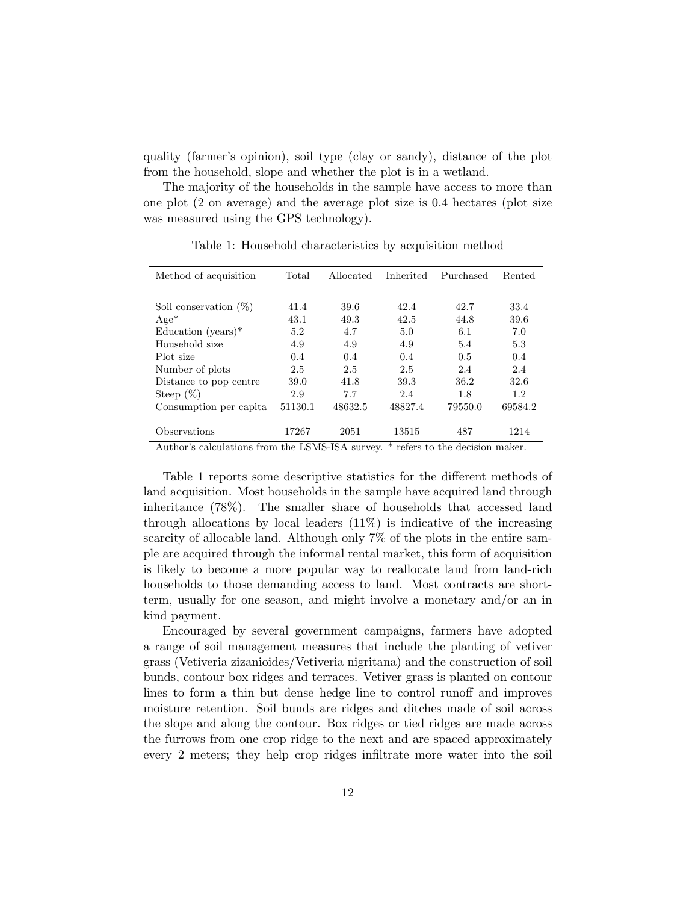quality (farmer's opinion), soil type (clay or sandy), distance of the plot from the household, slope and whether the plot is in a wetland.

The majority of the households in the sample have access to more than one plot (2 on average) and the average plot size is 0.4 hectares (plot size was measured using the GPS technology).

Table 1: Household characteristics by acquisition method

| Method of acquisition | Total | Allocated | Inherited | Purchased | Rented |
|---|---|---|---|---|---|
| Soil conservation (%) | 41.4 | 39.6 | 42.4 | 42.7 | 33.4 |
| Age* | 43.1 | 49.3 | 42.5 | 44.8 | 39.6 |
| Education (years)* | 5.2 | 4.7 | 5.0 | 6.1 | 7.0 |
| Household size | 4.9 | 4.9 | 4.9 | 5.4 | 5.3 |
| Plot size | 0.4 | 0.4 | 0.4 | 0.5 | 0.4 |
| Number of plots | 2.5 | 2.5 | 2.5 | 2.4 | 2.4 |
| Distance to pop centre | 39.0 | 41.8 | 39.3 | 36.2 | 32.6 |
| Steep (%) | 2.9 | 7.7 | 2.4 | 1.8 | 1.2 |
| Consumption per capita | 51130.1 | 48632.5 | 48827.4 | 79550.0 | 69584.2 |
| Observations | 17267 | 2051 | 13515 | 487 | 1214 |

Author's calculations from the LSMS-ISA survey. * refers to the decision maker.

Table 1 reports some descriptive statistics for the different methods of land acquisition. Most households in the sample have acquired land through inheritance (78%). The smaller share of households that accessed land through allocations by local leaders (11%) is indicative of the increasing scarcity of allocable land. Although only 7% of the plots in the entire sample are acquired through the informal rental market, this form of acquisition is likely to become a more popular way to reallocate land from land-rich households to those demanding access to land. Most contracts are short-term, usually for one season, and might involve a monetary and/or an in kind payment.

Encouraged by several government campaigns, farmers have adopted a range of soil management measures that include the planting of vetiver grass (Vetiveria zizanioides/Vetiveria nigritana) and the construction of soil bunds, contour box ridges and terraces. Vetiver grass is planted on contour lines to form a thin but dense hedge line to control runoff and improves moisture retention. Soil bunds are ridges and ditches made of soil across the slope and along the contour. Box ridges or tied ridges are made across the furrows from one crop ridge to the next and are spaced approximately every 2 meters; they help crop ridges infiltrate more water into the soil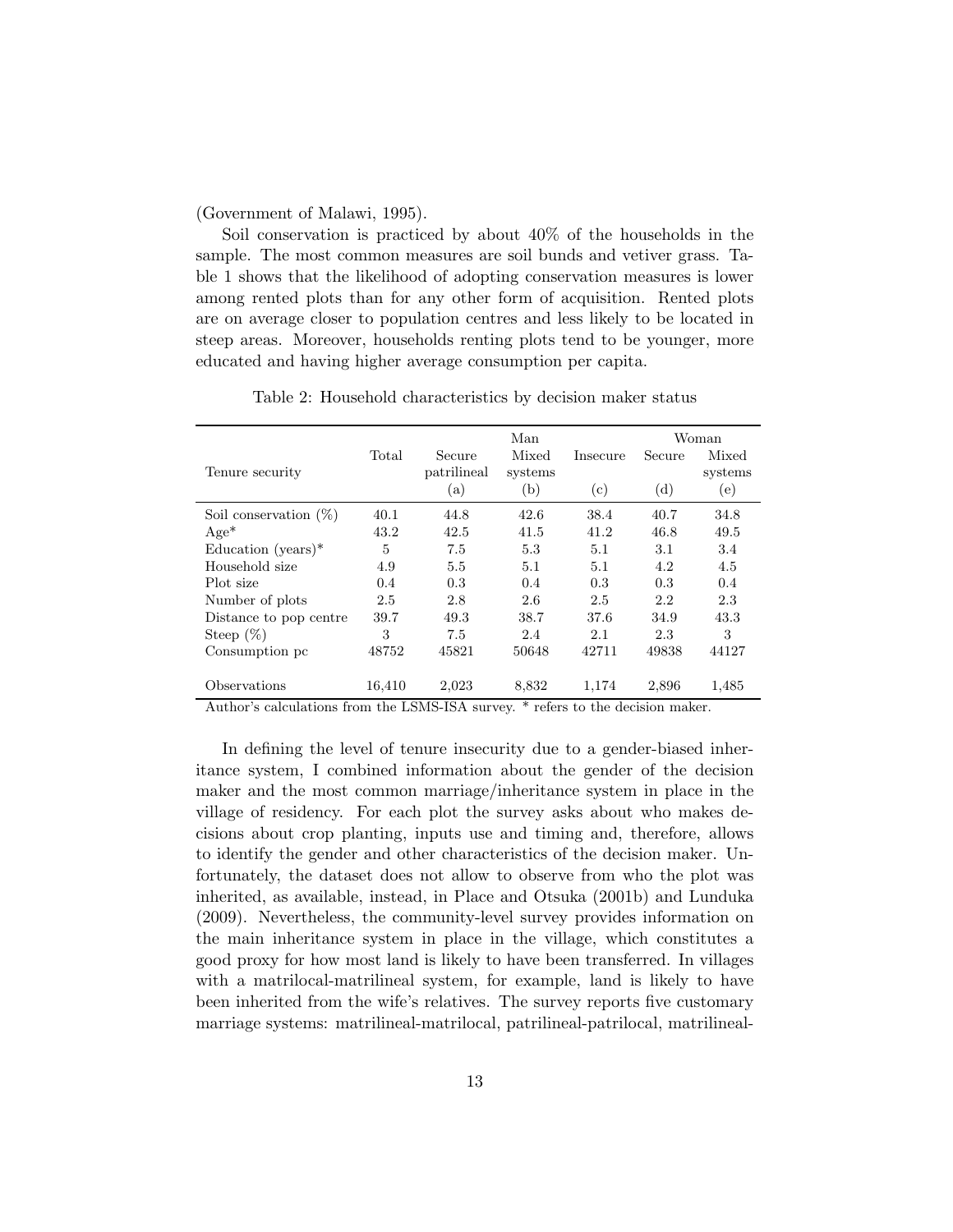(Government of Malawi, 1995).

Soil conservation is practiced by about 40% of the households in the sample. The most common measures are soil bunds and vetiver grass. Table 1 shows that the likelihood of adopting conservation measures is lower among rented plots than for any other form of acquisition. Rented plots are on average closer to population centres and less likely to be located in steep areas. Moreover, households renting plots tend to be younger, more educated and having higher average consumption per capita.

Table 2: Household characteristics by decision maker status

| Tenure security | Total | Man | | | Woman | |
|---|---|---|---|---|---|---|
| | | Secure patrilineal | Mixed systems | Insecure | Secure | Mixed systems |
| | | (a) | (b) | (c) | (d) | (e) |
| Soil conservation (%) | 40.1 | 44.8 | 42.6 | 38.4 | 40.7 | 34.8 |
| Age* | 43.2 | 42.5 | 41.5 | 41.2 | 46.8 | 49.5 |
| Education (years)* | 5 | 7.5 | 5.3 | 5.1 | 3.1 | 3.4 |
| Household size | 4.9 | 5.5 | 5.1 | 5.1 | 4.2 | 4.5 |
| Plot size | 0.4 | 0.3 | 0.4 | 0.3 | 0.3 | 0.4 |
| Number of plots | 2.5 | 2.8 | 2.6 | 2.5 | 2.2 | 2.3 |
| Distance to pop centre | 39.7 | 49.3 | 38.7 | 37.6 | 34.9 | 43.3 |
| Steep (%) | 3 | 7.5 | 2.4 | 2.1 | 2.3 | 3 |
| Consumption pc | 48752 | 45821 | 50648 | 42711 | 49838 | 44127 |
| Observations | 16,410 | 2,023 | 8,832 | 1,174 | 2,896 | 1,485 |

Author's calculations from the LSMS-ISA survey. * refers to the decision maker.

In defining the level of tenure insecurity due to a gender-biased inheritance system, I combined information about the gender of the decision maker and the most common marriage/inheritance system in place in the village of residency. For each plot the survey asks about who makes decisions about crop planting, inputs use and timing and, therefore, allows to identify the gender and other characteristics of the decision maker. Unfortunately, the dataset does not allow to observe from who the plot was inherited, as available, instead, in Place and Otsuka (2001b) and Lunduka (2009). Nevertheless, the community-level survey provides information on the main inheritance system in place in the village, which constitutes a good proxy for how most land is likely to have been transferred. In villages with a matrilocal-matrilineal system, for example, land is likely to have been inherited from the wife's relatives. The survey reports five customary marriage systems: matrilineal-matrilocal, patrilineal-patrilocal, matrilineal-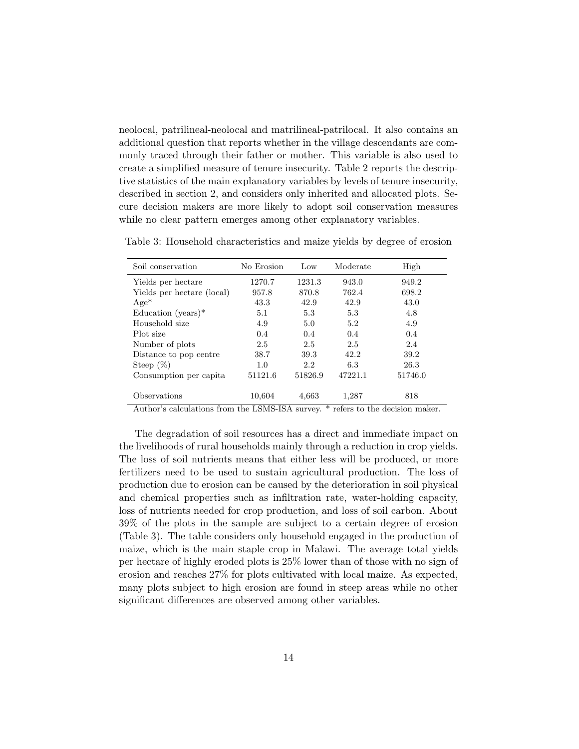neolocal, patrilineal-neolocal and matrilineal-patrilocal. It also contains an additional question that reports whether in the village descendants are commonly traced through their father or mother. This variable is also used to create a simplified measure of tenure insecurity. Table 2 reports the descriptive statistics of the main explanatory variables by levels of tenure insecurity, described in section 2, and considers only inherited and allocated plots. Secure decision makers are more likely to adopt soil conservation measures while no clear pattern emerges among other explanatory variables.

Table 3: Household characteristics and maize yields by degree of erosion

| Soil conservation | No Erosion | Low | Moderate | High |
|---|---|---|---|---|
| Yields per hectare | 1270.7 | 1231.3 | 943.0 | 949.2 |
| Yields per hectare (local) | 957.8 | 870.8 | 762.4 | 698.2 |
| Age* | 43.3 | 42.9 | 42.9 | 43.0 |
| Education (years)* | 5.1 | 5.3 | 5.3 | 4.8 |
| Household size | 4.9 | 5.0 | 5.2 | 4.9 |
| Plot size | 0.4 | 0.4 | 0.4 | 0.4 |
| Number of plots | 2.5 | 2.5 | 2.5 | 2.4 |
| Distance to pop centre | 38.7 | 39.3 | 42.2 | 39.2 |
| Steep (%) | 1.0 | 2.2 | 6.3 | 26.3 |
| Consumption per capita | 51121.6 | 51826.9 | 47221.1 | 51746.0 |
| Observations | 10,604 | 4,663 | 1,287 | 818 |

Author's calculations from the LSMS-ISA survey. * refers to the decision maker.

The degradation of soil resources has a direct and immediate impact on the livelihoods of rural households mainly through a reduction in crop yields. The loss of soil nutrients means that either less will be produced, or more fertilizers need to be used to sustain agricultural production. The loss of production due to erosion can be caused by the deterioration in soil physical and chemical properties such as infiltration rate, water-holding capacity, loss of nutrients needed for crop production, and loss of soil carbon. About 39% of the plots in the sample are subject to a certain degree of erosion (Table 3). The table considers only household engaged in the production of maize, which is the main staple crop in Malawi. The average total yields per hectare of highly eroded plots is 25% lower than of those with no sign of erosion and reaches 27% for plots cultivated with local maize. As expected, many plots subject to high erosion are found in steep areas while no other significant differences are observed among other variables.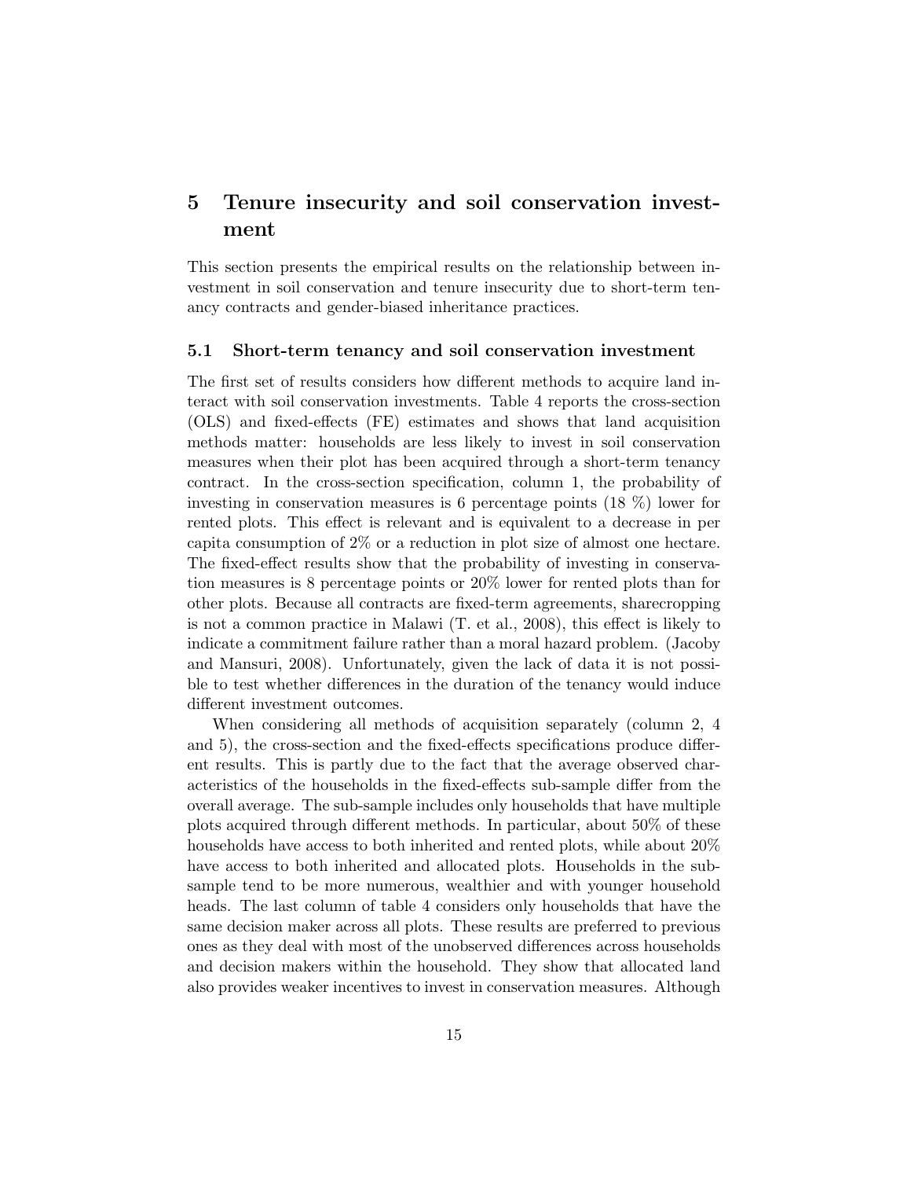# 5 Tenure insecurity and soil conservation investment

This section presents the empirical results on the relationship between investment in soil conservation and tenure insecurity due to short-term tenancy contracts and gender-biased inheritance practices.

## 5.1 Short-term tenancy and soil conservation investment

The first set of results considers how different methods to acquire land interact with soil conservation investments. Table 4 reports the cross-section (OLS) and fixed-effects (FE) estimates and shows that land acquisition methods matter: households are less likely to invest in soil conservation measures when their plot has been acquired through a short-term tenancy contract. In the cross-section specification, column 1, the probability of investing in conservation measures is 6 percentage points (18 %) lower for rented plots. This effect is relevant and is equivalent to a decrease in per capita consumption of 2% or a reduction in plot size of almost one hectare. The fixed-effect results show that the probability of investing in conservation measures is 8 percentage points or 20% lower for rented plots than for other plots. Because all contracts are fixed-term agreements, sharecropping is not a common practice in Malawi (T. et al., 2008), this effect is likely to indicate a commitment failure rather than a moral hazard problem. (Jacoby and Mansuri, 2008). Unfortunately, given the lack of data it is not possible to test whether differences in the duration of the tenancy would induce different investment outcomes.

When considering all methods of acquisition separately (column 2, 4 and 5), the cross-section and the fixed-effects specifications produce different results. This is partly due to the fact that the average observed characteristics of the households in the fixed-effects sub-sample differ from the overall average. The sub-sample includes only households that have multiple plots acquired through different methods. In particular, about 50% of these households have access to both inherited and rented plots, while about 20% have access to both inherited and allocated plots. Households in the sub-sample tend to be more numerous, wealthier and with younger household heads. The last column of table 4 considers only households that have the same decision maker across all plots. These results are preferred to previous ones as they deal with most of the unobserved differences across households and decision makers within the household. They show that allocated land also provides weaker incentives to invest in conservation measures. Although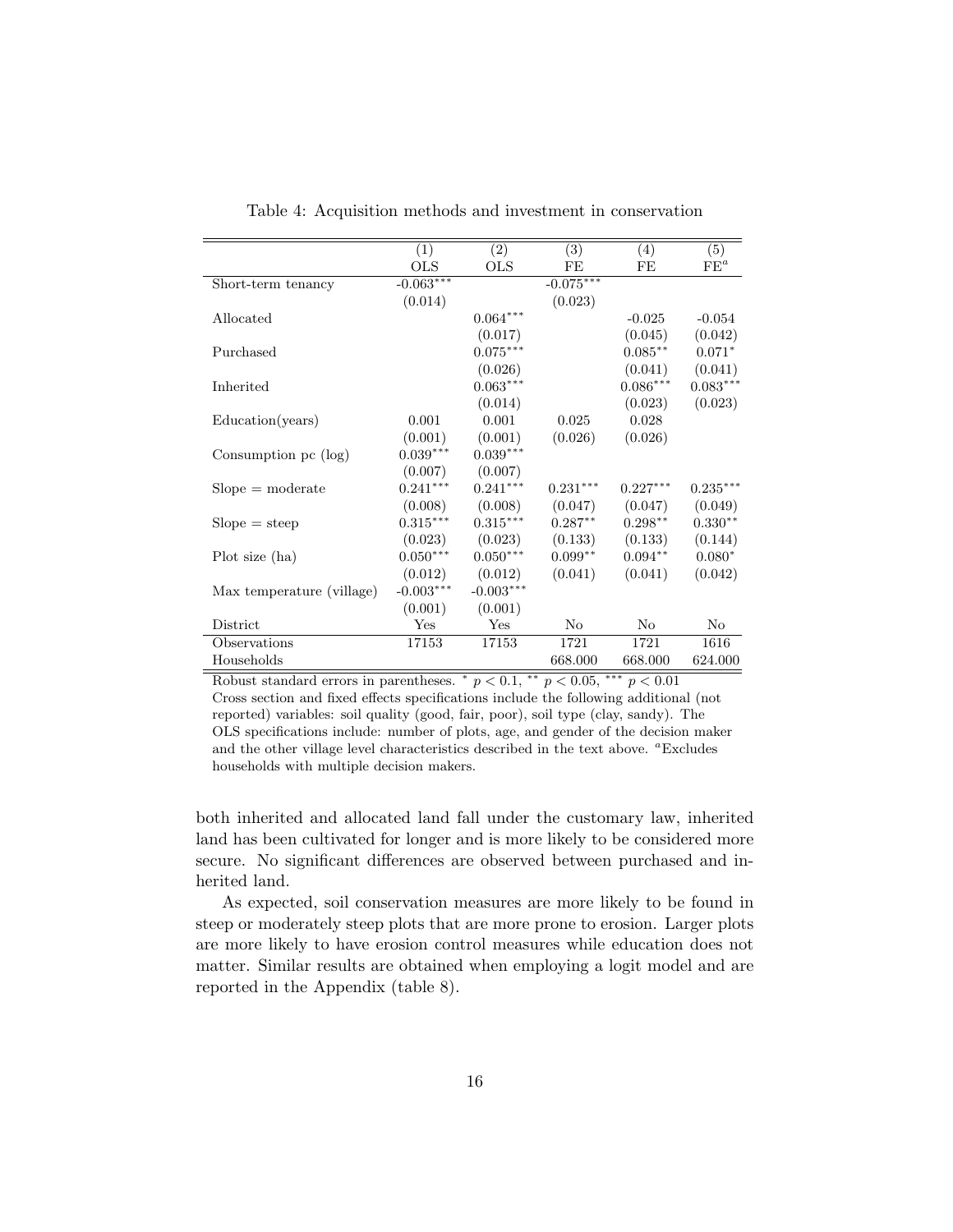Table 4: Acquisition methods and investment in conservation

| | (1) | (2) | (3) | (4) | (5) |
|---|---|---|---|---|---|
| | OLS | OLS | FE | FE | FE$^a$ |
| Short-term tenancy | -0.063$^{***}$ | | -0.075$^{***}$ | | |
| | (0.014) | | (0.023) | | |
| Allocated | | 0.064$^{***}$ | | -0.025 | -0.054 |
| | | (0.017) | | (0.045) | (0.042) |
| Purchased | | 0.075$^{***}$ | | 0.085$^{**}$ | 0.071$^{*}$ |
| | | (0.026) | | (0.041) | (0.041) |
| Inherited | | 0.063$^{***}$ | | 0.086$^{***}$ | 0.083$^{***}$ |
| | | (0.014) | | (0.023) | (0.023) |
| Education(years) | 0.001 | 0.001 | 0.025 | 0.028 | |
| | (0.001) | (0.001) | (0.026) | (0.026) | |
| Consumption pc (log) | 0.039$^{***}$ | 0.039$^{***}$ | | | |
| | (0.007) | (0.007) | | | |
| Slope = moderate | 0.241$^{***}$ | 0.241$^{***}$ | 0.231$^{***}$ | 0.227$^{***}$ | 0.235$^{***}$ |
| | (0.008) | (0.008) | (0.047) | (0.047) | (0.049) |
| Slope = steep | 0.315$^{***}$ | 0.315$^{***}$ | 0.287$^{**}$ | 0.298$^{**}$ | 0.330$^{**}$ |
| | (0.023) | (0.023) | (0.133) | (0.133) | (0.144) |
| Plot size (ha) | 0.050$^{***}$ | 0.050$^{***}$ | 0.099$^{**}$ | 0.094$^{**}$ | 0.080$^{*}$ |
| | (0.012) | (0.012) | (0.041) | (0.041) | (0.042) |
| Max temperature (village) | -0.003$^{***}$ | -0.003$^{***}$ | | | |
| | (0.001) | (0.001) | | | |
| District | Yes | Yes | No | No | No |
| Observations | 17153 | 17153 | 1721 | 1721 | 1616 |
| Households | | | 668.000 | 668.000 | 624.000 |

Robust standard errors in parentheses. $^{*}$ $p < 0.1$, $^{**}$ $p < 0.05$, $^{***}$ $p < 0.01$
Cross section and fixed effects specifications include the following additional (not reported) variables: soil quality (good, fair, poor), soil type (clay, sandy). The OLS specifications include: number of plots, age, and gender of the decision maker and the other village level characteristics described in the text above. [a]Excludes households with multiple decision makers.

both inherited and allocated land fall under the customary law, inherited land has been cultivated for longer and is more likely to be considered more secure. No significant differences are observed between purchased and inherited land.

As expected, soil conservation measures are more likely to be found in steep or moderately steep plots that are more prone to erosion. Larger plots are more likely to have erosion control measures while education does not matter. Similar results are obtained when employing a logit model and are reported in the Appendix (table 8).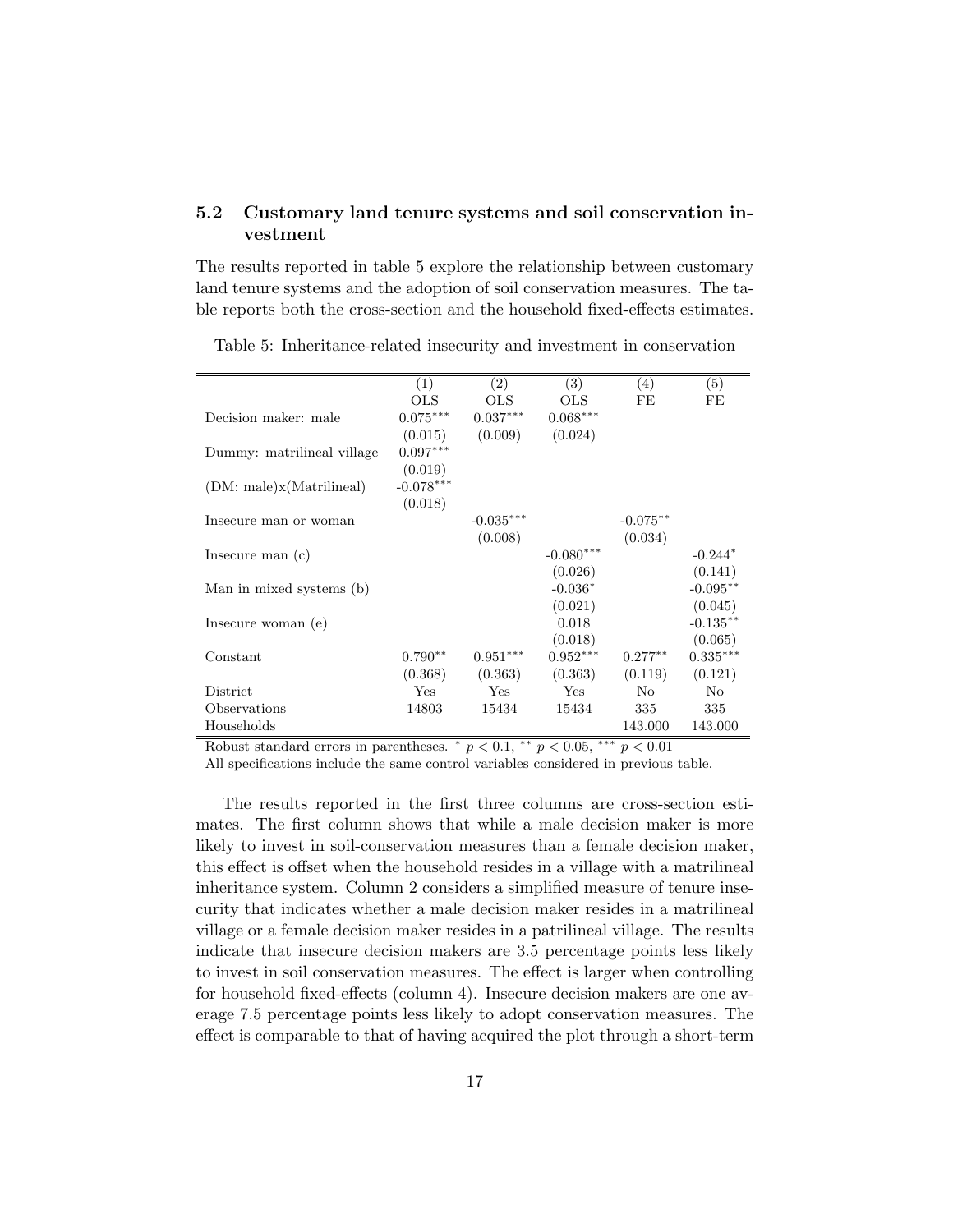## 5.2 Customary land tenure systems and soil conservation investment

The results reported in table 5 explore the relationship between customary land tenure systems and the adoption of soil conservation measures. The table reports both the cross-section and the household fixed-effects estimates.

Table 5: Inheritance-related insecurity and investment in conservation

| | (1) | (2) | (3) | (4) | (5) |
|---|---|---|---|---|---|
| | OLS | OLS | OLS | FE | FE |
| Decision maker: male | $0.075^{***}$ | $0.037^{***}$ | $0.068^{***}$ | | |
| | (0.015) | (0.009) | (0.024) | | |
| Dummy: matrilineal village | $0.097^{***}$ | | | | |
| | (0.019) | | | | |
| (DM: male)x(Matrilineal) | $-0.078^{***}$ | | | | |
| | (0.018) | | | | |
| Insecure man or woman | | $-0.035^{***}$ | | $-0.075^{**}$ | |
| | | (0.008) | | (0.034) | |
| Insecure man (c) | | | $-0.080^{***}$ | | $-0.244^{*}$ |
| | | | (0.026) | | (0.141) |
| Man in mixed systems (b) | | | $-0.036^{*}$ | | $-0.095^{**}$ |
| | | | (0.021) | | (0.045) |
| Insecure woman (e) | | | 0.018 | | $-0.135^{**}$ |
| | | | (0.018) | | (0.065) |
| Constant | $0.790^{**}$ | $0.951^{***}$ | $0.952^{***}$ | $0.277^{**}$ | $0.335^{***}$ |
| | (0.368) | (0.363) | (0.363) | (0.119) | (0.121) |
| District | Yes | Yes | Yes | No | No |
| Observations | 14803 | 15434 | 15434 | 335 | 335 |
| Households | | | | 143.000 | 143.000 |

Robust standard errors in parentheses. $^{*}$ $p < 0.1$, $^{**}$ $p < 0.05$, $^{***}$ $p < 0.01$

All specifications include the same control variables considered in previous table.

The results reported in the first three columns are cross-section estimates. The first column shows that while a male decision maker is more likely to invest in soil-conservation measures than a female decision maker, this effect is offset when the household resides in a village with a matrilineal inheritance system. Column 2 considers a simplified measure of tenure insecurity that indicates whether a male decision maker resides in a matrilineal village or a female decision maker resides in a patrilineal village. The results indicate that insecure decision makers are 3.5 percentage points less likely to invest in soil conservation measures. The effect is larger when controlling for household fixed-effects (column 4). Insecure decision makers are one average 7.5 percentage points less likely to adopt conservation measures. The effect is comparable to that of having acquired the plot through a short-term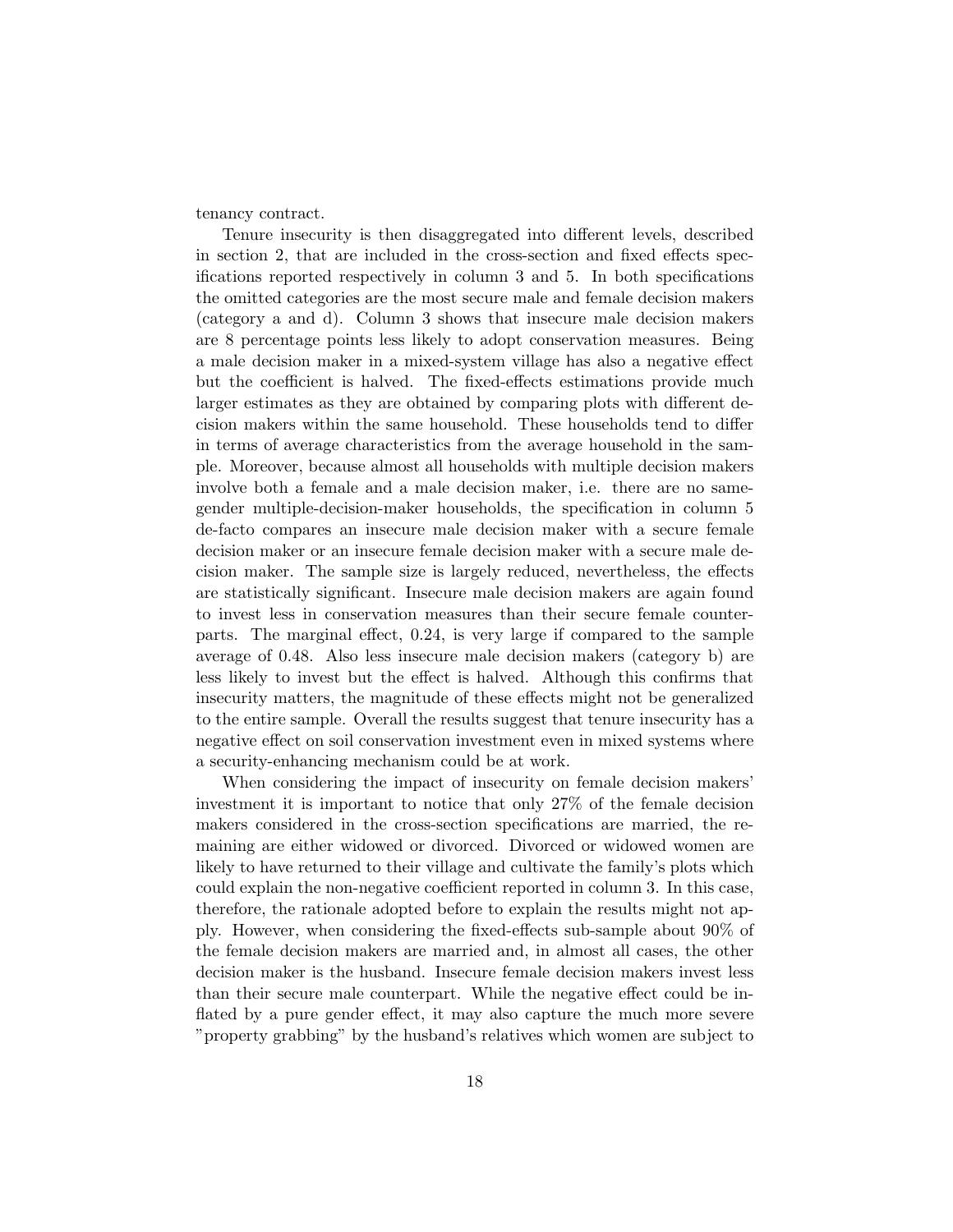tenancy contract.

Tenure insecurity is then disaggregated into different levels, described in section 2, that are included in the cross-section and fixed effects specifications reported respectively in column 3 and 5. In both specifications the omitted categories are the most secure male and female decision makers (category a and d). Column 3 shows that insecure male decision makers are 8 percentage points less likely to adopt conservation measures. Being a male decision maker in a mixed-system village has also a negative effect but the coefficient is halved. The fixed-effects estimations provide much larger estimates as they are obtained by comparing plots with different decision makers within the same household. These households tend to differ in terms of average characteristics from the average household in the sample. Moreover, because almost all households with multiple decision makers involve both a female and a male decision maker, i.e. there are no same-gender multiple-decision-maker households, the specification in column 5 de-facto compares an insecure male decision maker with a secure female decision maker or an insecure female decision maker with a secure male decision maker. The sample size is largely reduced, nevertheless, the effects are statistically significant. Insecure male decision makers are again found to invest less in conservation measures than their secure female counterparts. The marginal effect, 0.24, is very large if compared to the sample average of 0.48. Also less insecure male decision makers (category b) are less likely to invest but the effect is halved. Although this confirms that insecurity matters, the magnitude of these effects might not be generalized to the entire sample. Overall the results suggest that tenure insecurity has a negative effect on soil conservation investment even in mixed systems where a security-enhancing mechanism could be at work.

When considering the impact of insecurity on female decision makers' investment it is important to notice that only 27% of the female decision makers considered in the cross-section specifications are married, the remaining are either widowed or divorced. Divorced or widowed women are likely to have returned to their village and cultivate the family's plots which could explain the non-negative coefficient reported in column 3. In this case, therefore, the rationale adopted before to explain the results might not apply. However, when considering the fixed-effects sub-sample about 90% of the female decision makers are married and, in almost all cases, the other decision maker is the husband. Insecure female decision makers invest less than their secure male counterpart. While the negative effect could be inflated by a pure gender effect, it may also capture the much more severe "property grabbing" by the husband's relatives which women are subject to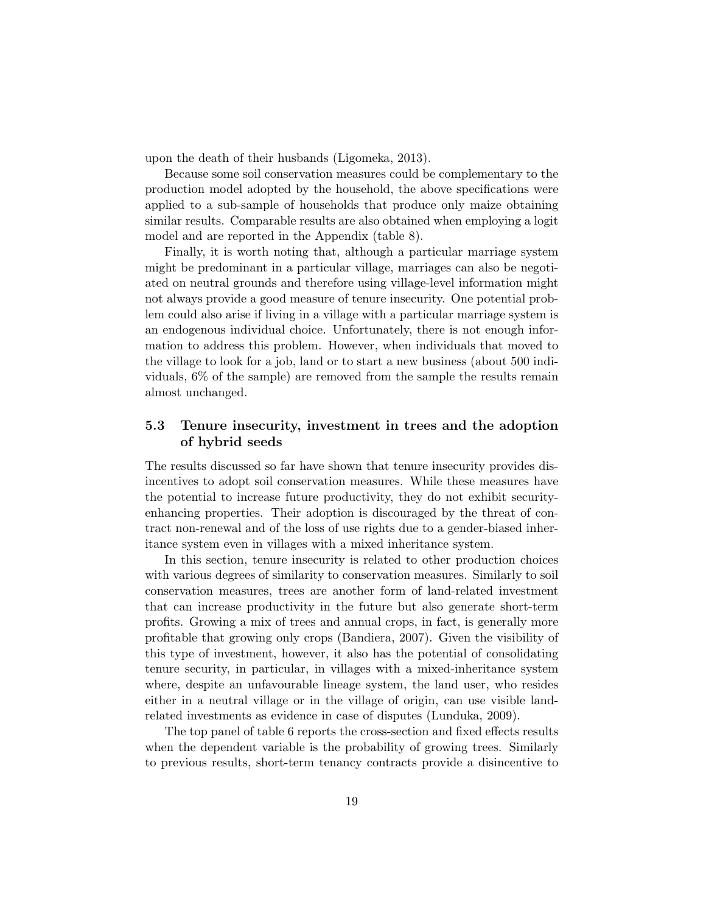upon the death of their husbands (Ligomeka, 2013).

Because some soil conservation measures could be complementary to the production model adopted by the household, the above specifications were applied to a sub-sample of households that produce only maize obtaining similar results. Comparable results are also obtained when employing a logit model and are reported in the Appendix (table 8).

Finally, it is worth noting that, although a particular marriage system might be predominant in a particular village, marriages can also be negotiated on neutral grounds and therefore using village-level information might not always provide a good measure of tenure insecurity. One potential problem could also arise if living in a village with a particular marriage system is an endogenous individual choice. Unfortunately, there is not enough information to address this problem. However, when individuals that moved to the village to look for a job, land or to start a new business (about 500 individuals, 6% of the sample) are removed from the sample the results remain almost unchanged.

### 5.3 Tenure insecurity, investment in trees and the adoption of hybrid seeds

The results discussed so far have shown that tenure insecurity provides disincentives to adopt soil conservation measures. While these measures have the potential to increase future productivity, they do not exhibit security-enhancing properties. Their adoption is discouraged by the threat of contract non-renewal and of the loss of use rights due to a gender-biased inheritance system even in villages with a mixed inheritance system.

In this section, tenure insecurity is related to other production choices with various degrees of similarity to conservation measures. Similarly to soil conservation measures, trees are another form of land-related investment that can increase productivity in the future but also generate short-term profits. Growing a mix of trees and annual crops, in fact, is generally more profitable that growing only crops (Bandiera, 2007). Given the visibility of this type of investment, however, it also has the potential of consolidating tenure security, in particular, in villages with a mixed-inheritance system where, despite an unfavourable lineage system, the land user, who resides either in a neutral village or in the village of origin, can use visible land-related investments as evidence in case of disputes (Lunduka, 2009).

The top panel of table 6 reports the cross-section and fixed effects results when the dependent variable is the probability of growing trees. Similarly to previous results, short-term tenancy contracts provide a disincentive to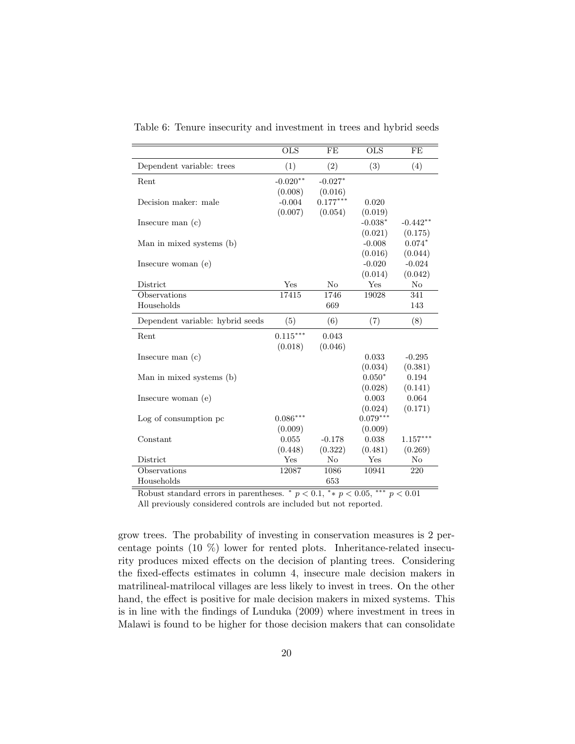Table 6: Tenure insecurity and investment in trees and hybrid seeds

| | OLS | FE | OLS | FE |
|---|---|---|---|---|
| Dependent variable: trees | (1) | (2) | (3) | (4) |
| Rent | -0.020** | -0.027* | | |
| | (0.008) | (0.016) | | |
| Decision maker: male | -0.004 | 0.177*** | 0.020 | |
| | (0.007) | (0.054) | (0.019) | |
| Insecure man (c) | | | -0.038* | -0.442** |
| | | | (0.021) | (0.175) |
| Man in mixed systems (b) | | | -0.008 | 0.074* |
| | | | (0.016) | (0.044) |
| Insecure woman (e) | | | -0.020 | -0.024 |
| | | | (0.014) | (0.042) |
| District | Yes | No | Yes | No |
| Observations | 17415 | 1746 | 19028 | 341 |
| Households | | 669 | | 143 |
| Dependent variable: hybrid seeds | (5) | (6) | (7) | (8) |
| Rent | 0.115*** | 0.043 | | |
| | (0.018) | (0.046) | | |
| Insecure man (c) | | | 0.033 | -0.295 |
| | | | (0.034) | (0.381) |
| Man in mixed systems (b) | | | 0.050* | 0.194 |
| | | | (0.028) | (0.141) |
| Insecure woman (e) | | | 0.003 | 0.064 |
| | | | (0.024) | (0.171) |
| Log of consumption pc | 0.086*** | | 0.079*** | |
| | (0.009) | | (0.009) | |
| Constant | 0.055 | -0.178 | 0.038 | 1.157*** |
| | (0.448) | (0.322) | (0.481) | (0.269) |
| District | Yes | No | Yes | No |
| Observations | 12087 | 1086 | 10941 | 220 |
| Households | | 653 | | |

Robust standard errors in parentheses. * $p < 0.1$, ** $p < 0.05$, *** $p < 0.01$
All previously considered controls are included but not reported.

grow trees. The probability of investing in conservation measures is 2 percentage points (10 %) lower for rented plots. Inheritance-related insecurity produces mixed effects on the decision of planting trees. Considering the fixed-effects estimates in column 4, insecure male decision makers in matrilineal-matrilocal villages are less likely to invest in trees. On the other hand, the effect is positive for male decision makers in mixed systems. This is in line with the findings of Lunduka (2009) where investment in trees in Malawi is found to be higher for those decision makers that can consolidate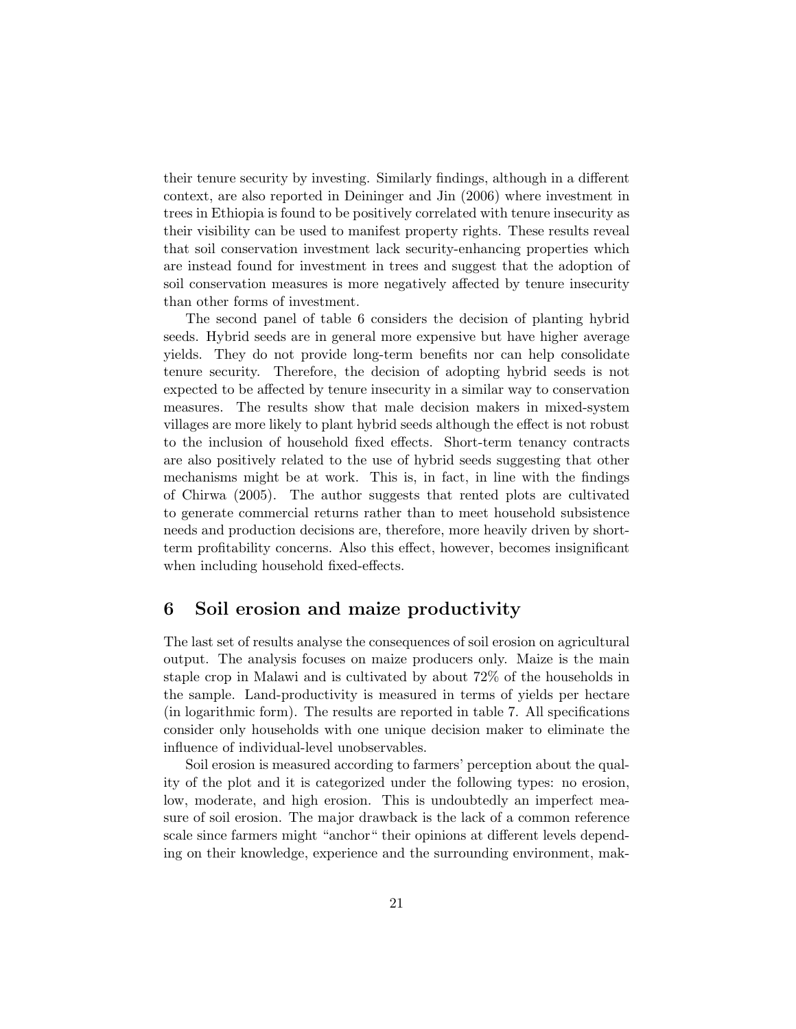their tenure security by investing. Similarly findings, although in a different context, are also reported in Deininger and Jin (2006) where investment in trees in Ethiopia is found to be positively correlated with tenure insecurity as their visibility can be used to manifest property rights. These results reveal that soil conservation investment lack security-enhancing properties which are instead found for investment in trees and suggest that the adoption of soil conservation measures is more negatively affected by tenure insecurity than other forms of investment.

The second panel of table 6 considers the decision of planting hybrid seeds. Hybrid seeds are in general more expensive but have higher average yields. They do not provide long-term benefits nor can help consolidate tenure security. Therefore, the decision of adopting hybrid seeds is not expected to be affected by tenure insecurity in a similar way to conservation measures. The results show that male decision makers in mixed-system villages are more likely to plant hybrid seeds although the effect is not robust to the inclusion of household fixed effects. Short-term tenancy contracts are also positively related to the use of hybrid seeds suggesting that other mechanisms might be at work. This is, in fact, in line with the findings of Chirwa (2005). The author suggests that rented plots are cultivated to generate commercial returns rather than to meet household subsistence needs and production decisions are, therefore, more heavily driven by short-term profitability concerns. Also this effect, however, becomes insignificant when including household fixed-effects.

# 6 Soil erosion and maize productivity

The last set of results analyse the consequences of soil erosion on agricultural output. The analysis focuses on maize producers only. Maize is the main staple crop in Malawi and is cultivated by about 72% of the households in the sample. Land-productivity is measured in terms of yields per hectare (in logarithmic form). The results are reported in table 7. All specifications consider only households with one unique decision maker to eliminate the influence of individual-level unobservables.

Soil erosion is measured according to farmers' perception about the quality of the plot and it is categorized under the following types: no erosion, low, moderate, and high erosion. This is undoubtedly an imperfect measure of soil erosion. The major drawback is the lack of a common reference scale since farmers might "anchor" their opinions at different levels depending on their knowledge, experience and the surrounding environment, mak-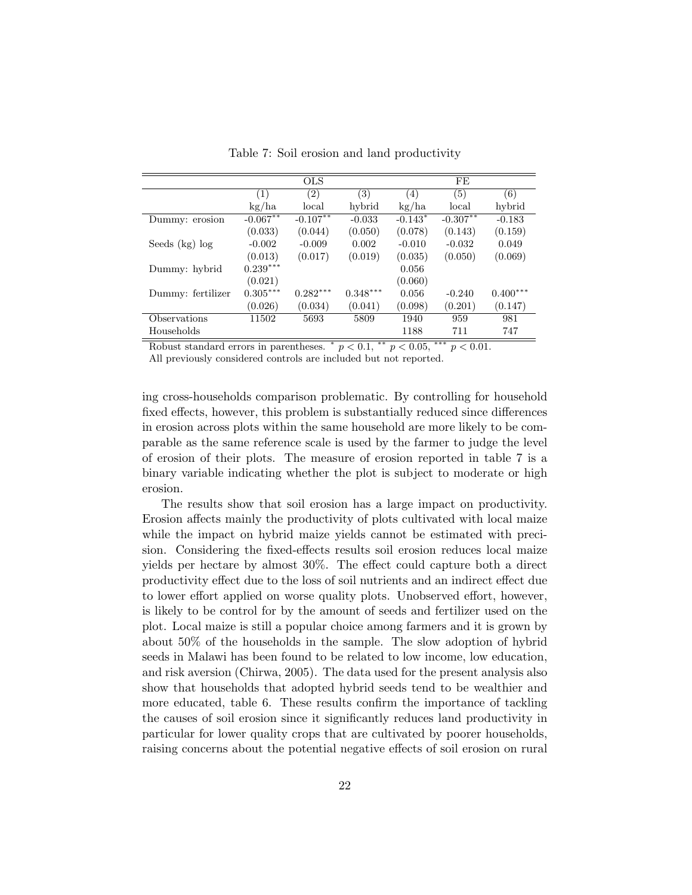Table 7: Soil erosion and land productivity

| | OLS | | | FE | | |
|---|---|---|---|---|---|---|
| | (1) | (2) | (3) | (4) | (5) | (6) |
| | kg/ha | local | hybrid | kg/ha | local | hybrid |
| Dummy: erosion | -0.067** | -0.107** | -0.033 | -0.143* | -0.307** | -0.183 |
| | (0.033) | (0.044) | (0.050) | (0.078) | (0.143) | (0.159) |
| Seeds (kg) log | -0.002 | -0.009 | 0.002 | -0.010 | -0.032 | 0.049 |
| | (0.013) | (0.017) | (0.019) | (0.035) | (0.050) | (0.069) |
| Dummy: hybrid | 0.239*** | | | 0.056 | | |
| | (0.021) | | | (0.060) | | |
| Dummy: fertilizer | 0.305*** | 0.282*** | 0.348*** | 0.056 | -0.240 | 0.400*** |
| | (0.026) | (0.034) | (0.041) | (0.098) | (0.201) | (0.147) |
| Observations | 11502 | 5693 | 5809 | 1940 | 959 | 981 |
| Households | | | | 1188 | 711 | 747 |

Robust standard errors in parentheses. * $p < 0.1$, ** $p < 0.05$, *** $p < 0.01$.
All previously considered controls are included but not reported.

ing cross-households comparison problematic. By controlling for household fixed effects, however, this problem is substantially reduced since differences in erosion across plots within the same household are more likely to be comparable as the same reference scale is used by the farmer to judge the level of erosion of their plots. The measure of erosion reported in table 7 is a binary variable indicating whether the plot is subject to moderate or high erosion.

The results show that soil erosion has a large impact on productivity. Erosion affects mainly the productivity of plots cultivated with local maize while the impact on hybrid maize yields cannot be estimated with precision. Considering the fixed-effects results soil erosion reduces local maize yields per hectare by almost 30%. The effect could capture both a direct productivity effect due to the loss of soil nutrients and an indirect effect due to lower effort applied on worse quality plots. Unobserved effort, however, is likely to be control for by the amount of seeds and fertilizer used on the plot. Local maize is still a popular choice among farmers and it is grown by about 50% of the households in the sample. The slow adoption of hybrid seeds in Malawi has been found to be related to low income, low education, and risk aversion (Chirwa, 2005). The data used for the present analysis also show that households that adopted hybrid seeds tend to be wealthier and more educated, table 6. These results confirm the importance of tackling the causes of soil erosion since it significantly reduces land productivity in particular for lower quality crops that are cultivated by poorer households, raising concerns about the potential negative effects of soil erosion on rural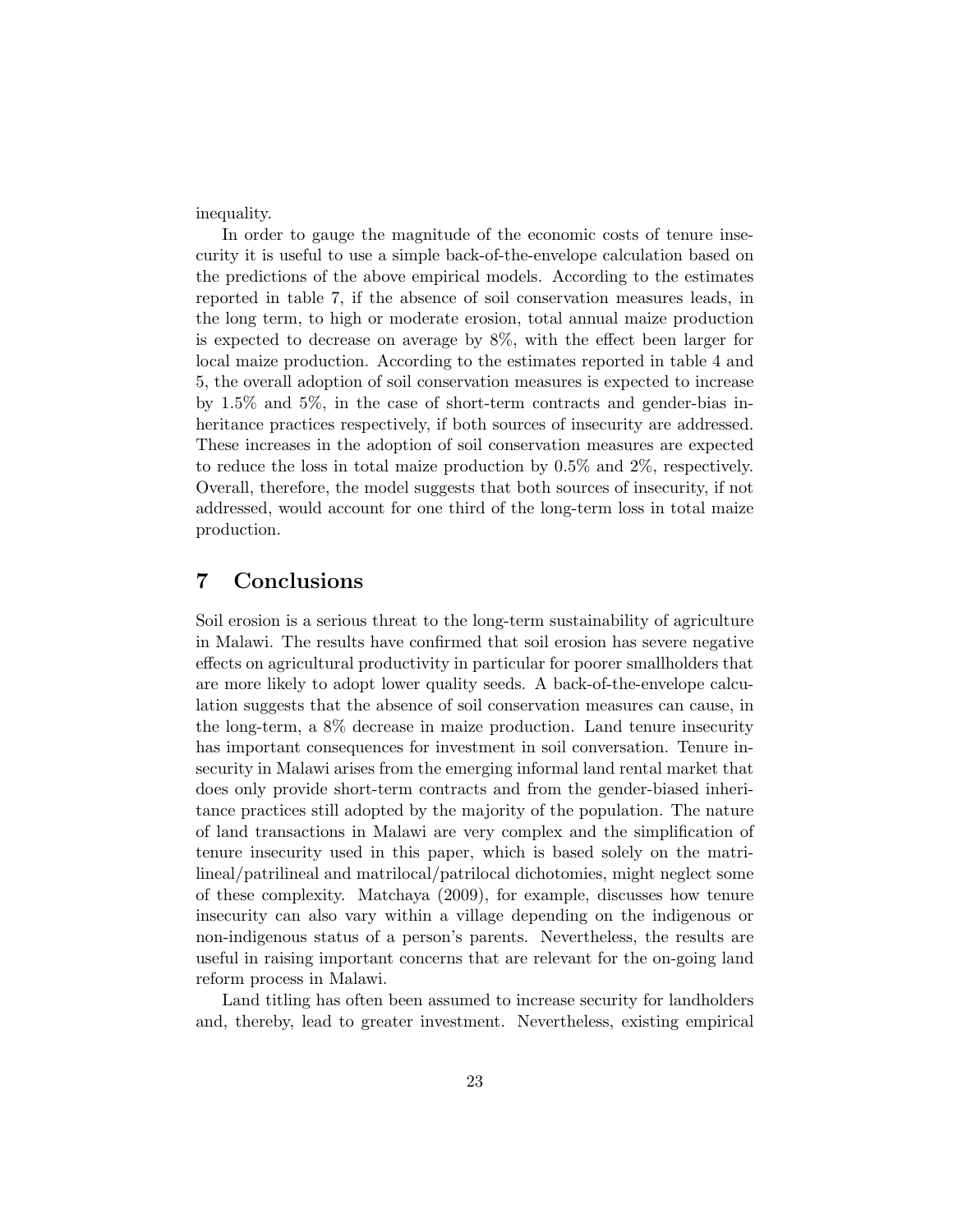inequality.

In order to gauge the magnitude of the economic costs of tenure insecurity it is useful to use a simple back-of-the-envelope calculation based on the predictions of the above empirical models. According to the estimates reported in table 7, if the absence of soil conservation measures leads, in the long term, to high or moderate erosion, total annual maize production is expected to decrease on average by 8%, with the effect been larger for local maize production. According to the estimates reported in table 4 and 5, the overall adoption of soil conservation measures is expected to increase by 1.5% and 5%, in the case of short-term contracts and gender-bias inheritance practices respectively, if both sources of insecurity are addressed. These increases in the adoption of soil conservation measures are expected to reduce the loss in total maize production by 0.5% and 2%, respectively. Overall, therefore, the model suggests that both sources of insecurity, if not addressed, would account for one third of the long-term loss in total maize production.

# 7 Conclusions

Soil erosion is a serious threat to the long-term sustainability of agriculture in Malawi. The results have confirmed that soil erosion has severe negative effects on agricultural productivity in particular for poorer smallholders that are more likely to adopt lower quality seeds. A back-of-the-envelope calculation suggests that the absence of soil conservation measures can cause, in the long-term, a 8% decrease in maize production. Land tenure insecurity has important consequences for investment in soil conversation. Tenure insecurity in Malawi arises from the emerging informal land rental market that does only provide short-term contracts and from the gender-biased inheritance practices still adopted by the majority of the population. The nature of land transactions in Malawi are very complex and the simplification of tenure insecurity used in this paper, which is based solely on the matrilineal/patrilineal and matrilocal/patrilocal dichotomies, might neglect some of these complexity. Matchaya (2009), for example, discusses how tenure insecurity can also vary within a village depending on the indigenous or non-indigenous status of a person's parents. Nevertheless, the results are useful in raising important concerns that are relevant for the on-going land reform process in Malawi.

Land titling has often been assumed to increase security for landholders and, thereby, lead to greater investment. Nevertheless, existing empirical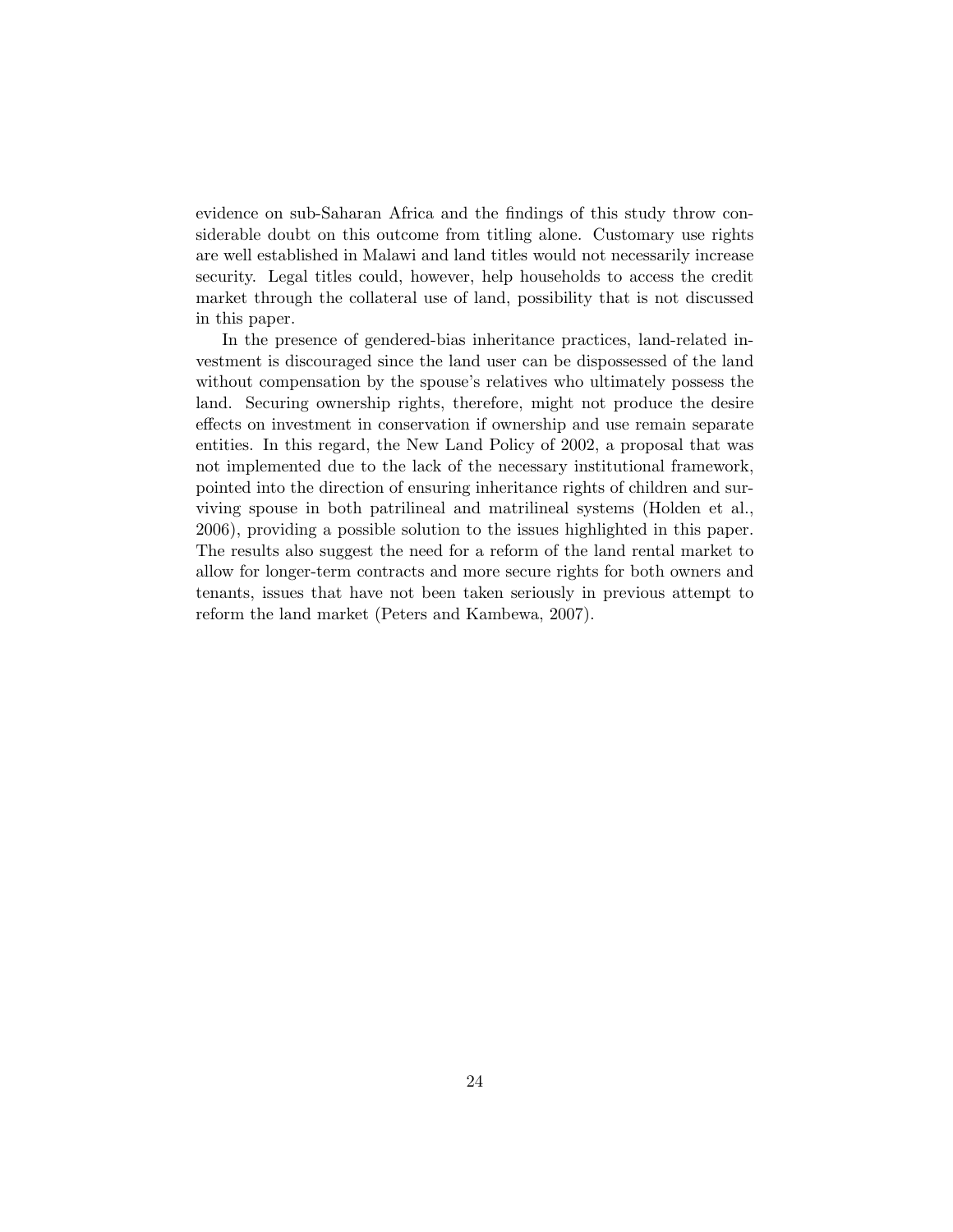evidence on sub-Saharan Africa and the findings of this study throw considerable doubt on this outcome from titling alone. Customary use rights are well established in Malawi and land titles would not necessarily increase security. Legal titles could, however, help households to access the credit market through the collateral use of land, possibility that is not discussed in this paper.

In the presence of gendered-bias inheritance practices, land-related investment is discouraged since the land user can be dispossessed of the land without compensation by the spouse's relatives who ultimately possess the land. Securing ownership rights, therefore, might not produce the desire effects on investment in conservation if ownership and use remain separate entities. In this regard, the New Land Policy of 2002, a proposal that was not implemented due to the lack of the necessary institutional framework, pointed into the direction of ensuring inheritance rights of children and surviving spouse in both patrilineal and matrilineal systems (Holden et al., 2006), providing a possible solution to the issues highlighted in this paper. The results also suggest the need for a reform of the land rental market to allow for longer-term contracts and more secure rights for both owners and tenants, issues that have not been taken seriously in previous attempt to reform the land market (Peters and Kambewa, 2007).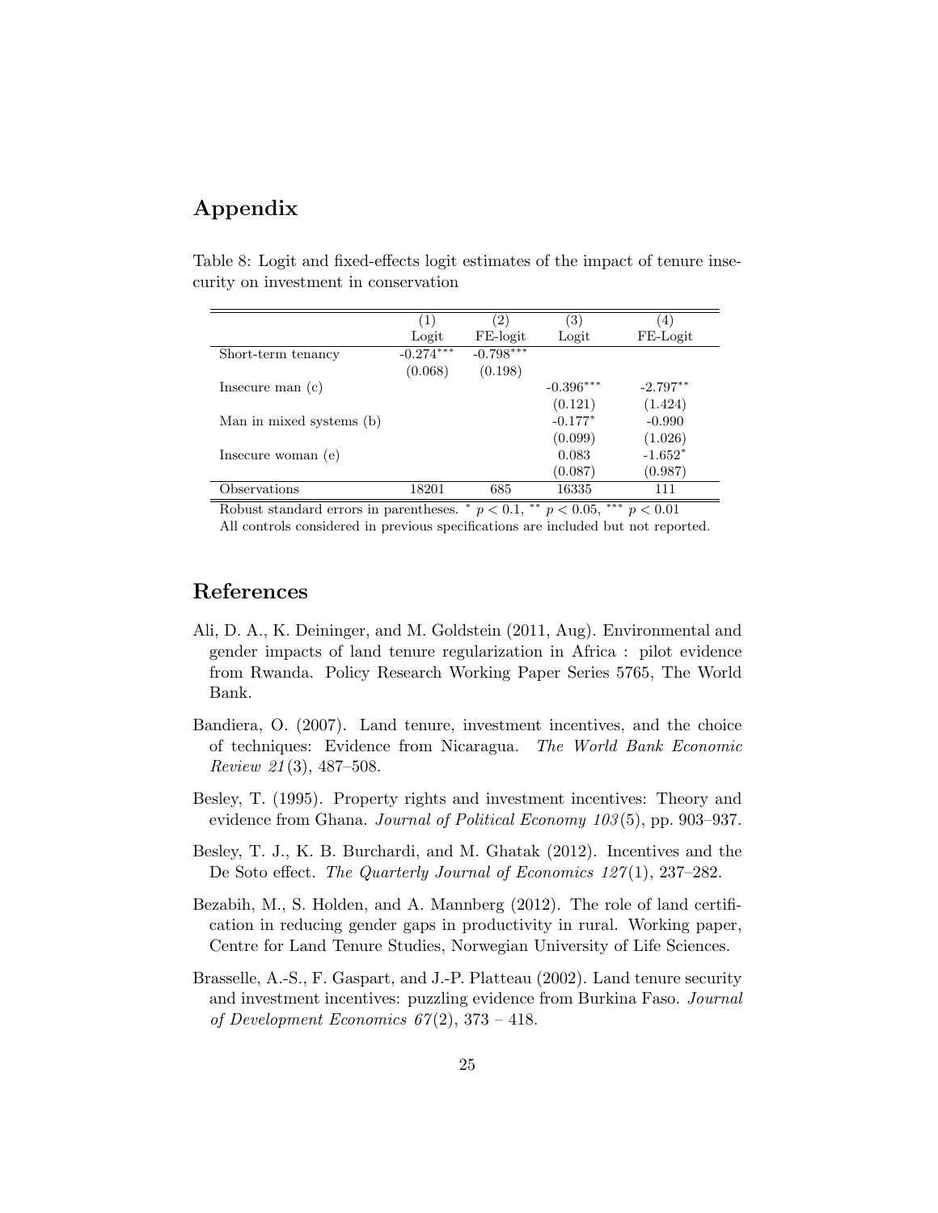# Appendix

Table 8: Logit and fixed-effects logit estimates of the impact of tenure insecurity on investment in conservation

| | (1) | (2) | (3) | (4) |
|---|---|---|---|---|
| | Logit | FE-logit | Logit | FE-Logit |
| Short-term tenancy | -0.274*** | -0.798*** | | |
| | (0.068) | (0.198) | | |
| Insecure man (c) | | | -0.396*** | -2.797** |
| | | | (0.121) | (1.424) |
| Man in mixed systems (b) | | | -0.177* | -0.990 |
| | | | (0.099) | (1.026) |
| Insecure woman (e) | | | 0.083 | -1.652* |
| | | | (0.087) | (0.987) |
| Observations | 18201 | 685 | 16335 | 111 |

Robust standard errors in parentheses. * $p < 0.1$, ** $p < 0.05$, *** $p < 0.01$

All controls considered in previous specifications are included but not reported.

# References

Ali, D. A., K. Deininger, and M. Goldstein (2011, Aug). Environmental and gender impacts of land tenure regularization in Africa : pilot evidence from Rwanda. Policy Research Working Paper Series 5765, The World Bank.

Bandiera, O. (2007). Land tenure, investment incentives, and the choice of techniques: Evidence from Nicaragua. *The World Bank Economic Review 21*(3), 487–508.

Besley, T. (1995). Property rights and investment incentives: Theory and evidence from Ghana. *Journal of Political Economy 103*(5), pp. 903–937.

Besley, T. J., K. B. Burchardi, and M. Ghatak (2012). Incentives and the De Soto effect. *The Quarterly Journal of Economics 127*(1), 237–282.

Bezabih, M., S. Holden, and A. Mannberg (2012). The role of land certification in reducing gender gaps in productivity in rural. Working paper, Centre for Land Tenure Studies, Norwegian University of Life Sciences.

Brasselle, A.-S., F. Gaspart, and J.-P. Platteau (2002). Land tenure security and investment incentives: puzzling evidence from Burkina Faso. *Journal of Development Economics 67*(2), 373 – 418.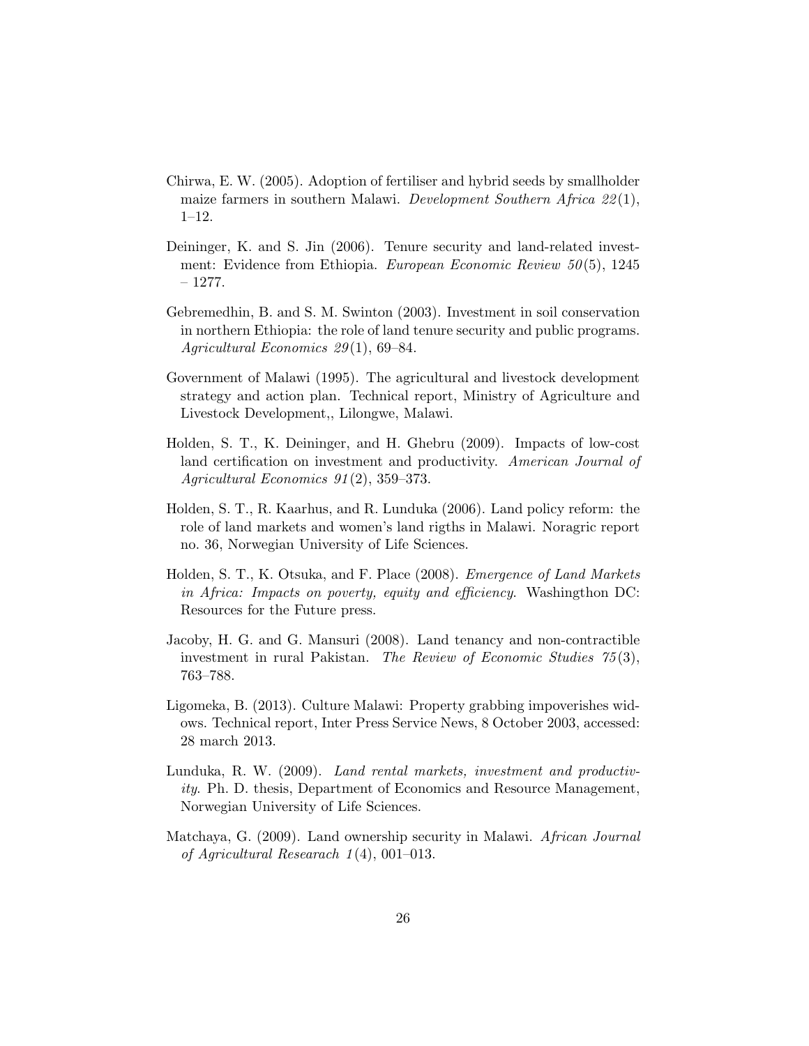Chirwa, E. W. (2005). Adoption of fertiliser and hybrid seeds by smallholder maize farmers in southern Malawi. *Development Southern Africa 22*(1), 1–12.

Deininger, K. and S. Jin (2006). Tenure security and land-related investment: Evidence from Ethiopia. *European Economic Review 50*(5), 1245 – 1277.

Gebremedhin, B. and S. M. Swinton (2003). Investment in soil conservation in northern Ethiopia: the role of land tenure security and public programs. *Agricultural Economics 29*(1), 69–84.

Government of Malawi (1995). The agricultural and livestock development strategy and action plan. Technical report, Ministry of Agriculture and Livestock Development,, Lilongwe, Malawi.

Holden, S. T., K. Deininger, and H. Ghebru (2009). Impacts of low-cost land certification on investment and productivity. *American Journal of Agricultural Economics 91*(2), 359–373.

Holden, S. T., R. Kaarhus, and R. Lunduka (2006). Land policy reform: the role of land markets and women's land rigths in Malawi. Noragric report no. 36, Norwegian University of Life Sciences.

Holden, S. T., K. Otsuka, and F. Place (2008). *Emergence of Land Markets in Africa: Impacts on poverty, equity and efficiency*. Washingthon DC: Resources for the Future press.

Jacoby, H. G. and G. Mansuri (2008). Land tenancy and non-contractible investment in rural Pakistan. *The Review of Economic Studies 75*(3), 763–788.

Ligomeka, B. (2013). Culture Malawi: Property grabbing impoverishes widows. Technical report, Inter Press Service News, 8 October 2003, accessed: 28 march 2013.

Lunduka, R. W. (2009). *Land rental markets, investment and productivity*. Ph. D. thesis, Department of Economics and Resource Management, Norwegian University of Life Sciences.

Matchaya, G. (2009). Land ownership security in Malawi. *African Journal of Agricultural Researach 1*(4), 001–013.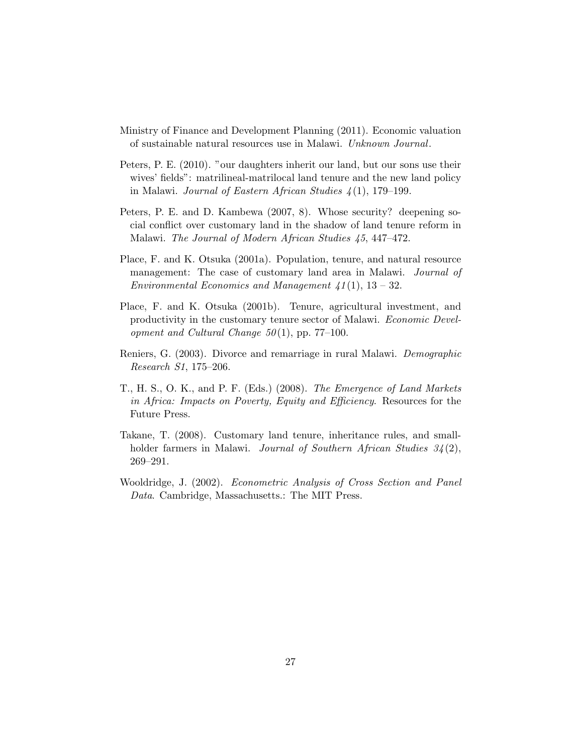Ministry of Finance and Development Planning (2011). Economic valuation of sustainable natural resources use in Malawi. *Unknown Journal*.

Peters, P. E. (2010). "our daughters inherit our land, but our sons use their wives' fields": matrilineal-matrilocal land tenure and the new land policy in Malawi. *Journal of Eastern African Studies 4*(1), 179–199.

Peters, P. E. and D. Kambewa (2007, 8). Whose security? deepening social conflict over customary land in the shadow of land tenure reform in Malawi. *The Journal of Modern African Studies 45*, 447–472.

Place, F. and K. Otsuka (2001a). Population, tenure, and natural resource management: The case of customary land area in Malawi. *Journal of Environmental Economics and Management 41*(1), 13 – 32.

Place, F. and K. Otsuka (2001b). Tenure, agricultural investment, and productivity in the customary tenure sector of Malawi. *Economic Development and Cultural Change 50*(1), pp. 77–100.

Reniers, G. (2003). Divorce and remarriage in rural Malawi. *Demographic Research S1*, 175–206.

T., H. S., O. K., and P. F. (Eds.) (2008). *The Emergence of Land Markets in Africa: Impacts on Poverty, Equity and Efficiency*. Resources for the Future Press.

Takane, T. (2008). Customary land tenure, inheritance rules, and smallholder farmers in Malawi. *Journal of Southern African Studies 34*(2), 269–291.

Wooldridge, J. (2002). *Econometric Analysis of Cross Section and Panel Data*. Cambridge, Massachusetts.: The MIT Press.